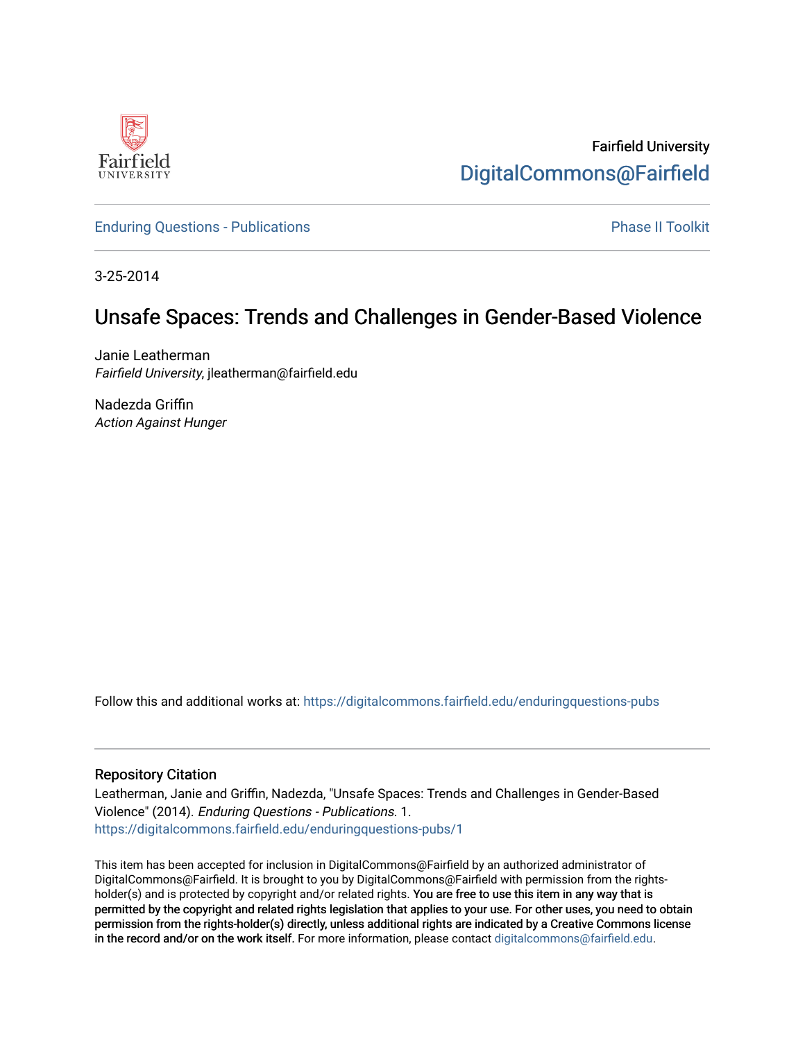Fairfield University

DigitalCommons@Fairfield

Enduring Questions - Publications

Phase II Toolkit

3-25-2014

# Unsafe Spaces: Trends and Challenges in Gender-Based Violence

Janie Leatherman
*Fairfield University*, jleatherman@fairfield.edu

Nadezda Griffin
*Action Against Hunger*

Follow this and additional works at: https://digitalcommons.fairfield.edu/enduringquestions-pubs

## Repository Citation

Leatherman, Janie and Griffin, Nadezda, "Unsafe Spaces: Trends and Challenges in Gender-Based Violence" (2014). *Enduring Questions - Publications*. 1.
https://digitalcommons.fairfield.edu/enduringquestions-pubs/1

This item has been accepted for inclusion in DigitalCommons@Fairfield by an authorized administrator of DigitalCommons@Fairfield. It is brought to you by DigitalCommons@Fairfield with permission from the rights-holder(s) and is protected by copyright and/or related rights. **You are free to use this item in any way that is permitted by the copyright and related rights legislation that applies to your use. For other uses, you need to obtain permission from the rights-holder(s) directly, unless additional rights are indicated by a Creative Commons license in the record and/or on the work itself.** For more information, please contact digitalcommons@fairfield.edu.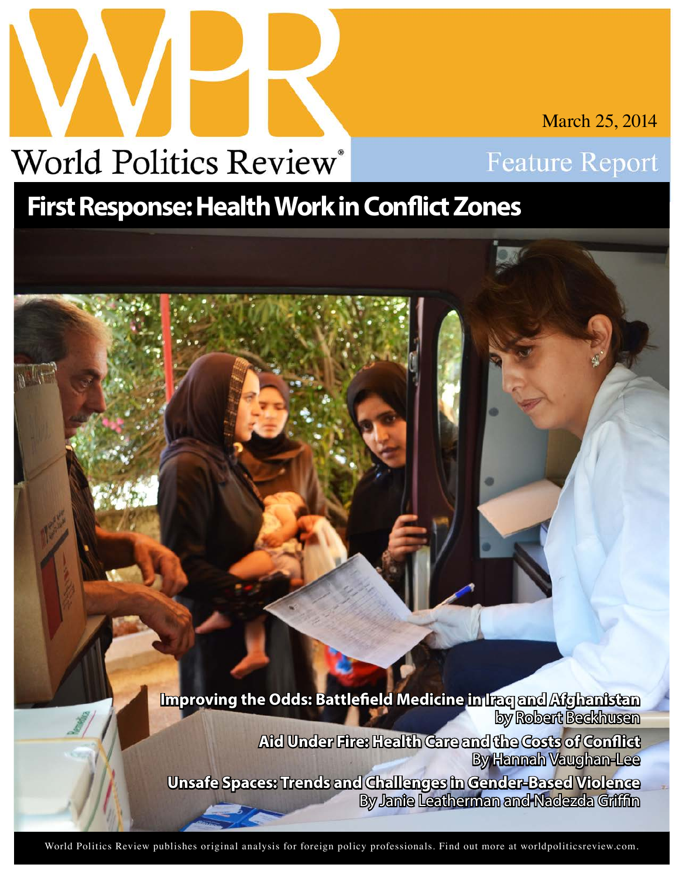# WPR

March 25, 2014

World Politics Review®

Feature Report

## First Response: Health Work in Conflict Zones

**Improving the Odds: Battlefield Medicine in Iraq and Afghanistan**
by Robert Beckhusen

**Aid Under Fire: Health Care and the Costs of Conflict**
By Hannah Vaughan-Lee

**Unsafe Spaces: Trends and Challenges in Gender-Based Violence**
By Janie Leatherman and Nadezda Griffin

World Politics Review publishes original analysis for foreign policy professionals. Find out more at worldpoliticsreview.com.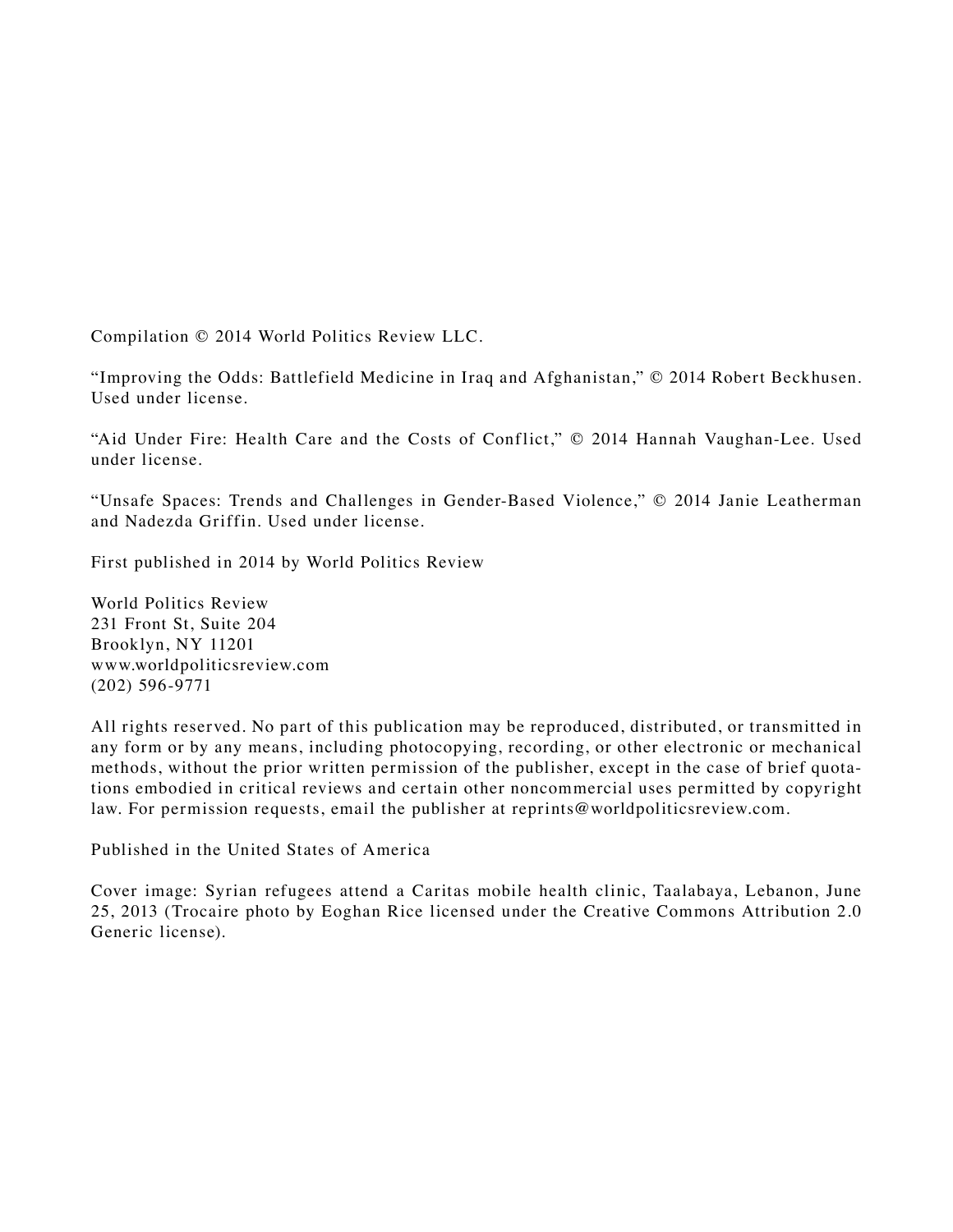Compilation © 2014 World Politics Review LLC.

"Improving the Odds: Battlefield Medicine in Iraq and Afghanistan," © 2014 Robert Beckhusen. Used under license.

"Aid Under Fire: Health Care and the Costs of Conflict," © 2014 Hannah Vaughan-Lee. Used under license.

"Unsafe Spaces: Trends and Challenges in Gender-Based Violence," © 2014 Janie Leatherman and Nadezda Griffin. Used under license.

First published in 2014 by World Politics Review

World Politics Review
231 Front St, Suite 204
Brooklyn, NY 11201
www.worldpoliticsreview.com
(202) 596-9771

All rights reserved. No part of this publication may be reproduced, distributed, or transmitted in any form or by any means, including photocopying, recording, or other electronic or mechanical methods, without the prior written permission of the publisher, except in the case of brief quotations embodied in critical reviews and certain other noncommercial uses permitted by copyright law. For permission requests, email the publisher at reprints@worldpoliticsreview.com.

Published in the United States of America

Cover image: Syrian refugees attend a Caritas mobile health clinic, Taalabaya, Lebanon, June 25, 2013 (Trocaire photo by Eoghan Rice licensed under the Creative Commons Attribution 2.0 Generic license).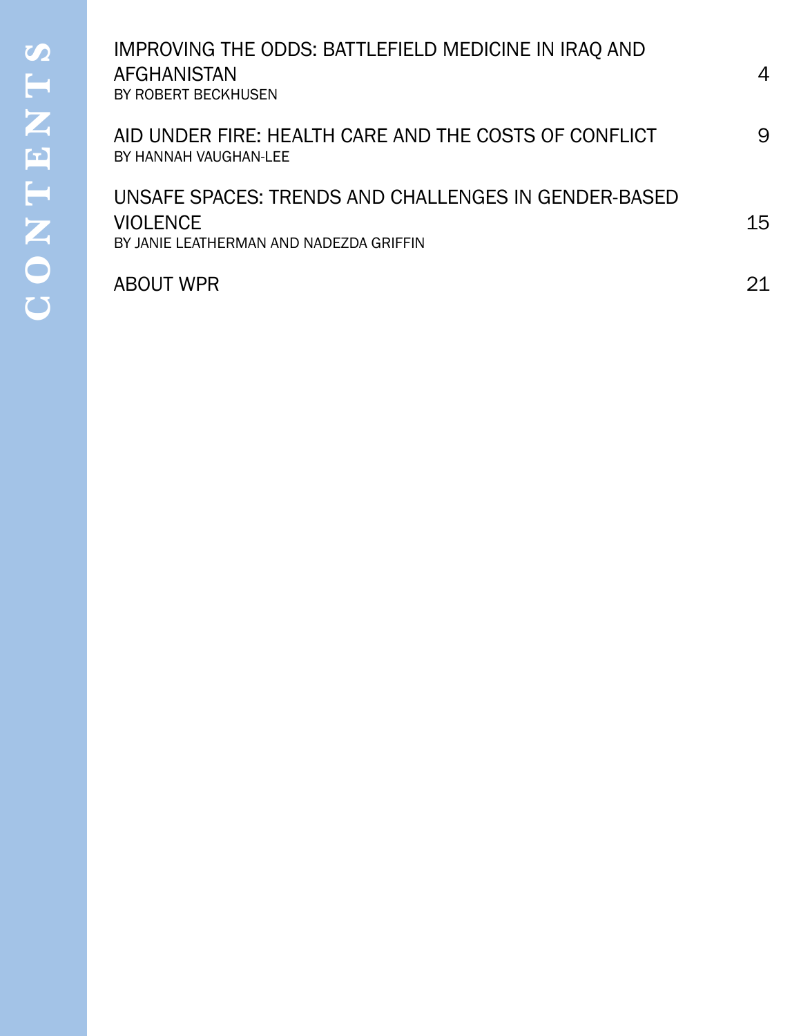# CONTENTS

IMPROVING THE ODDS: BATTLEFIELD MEDICINE IN IRAQ AND AFGHANISTAN — 4
BY ROBERT BECKHUSEN

AID UNDER FIRE: HEALTH CARE AND THE COSTS OF CONFLICT — 9
BY HANNAH VAUGHAN-LEE

UNSAFE SPACES: TRENDS AND CHALLENGES IN GENDER-BASED VIOLENCE — 15
BY JANIE LEATHERMAN AND NADEZDA GRIFFIN

ABOUT WPR — 21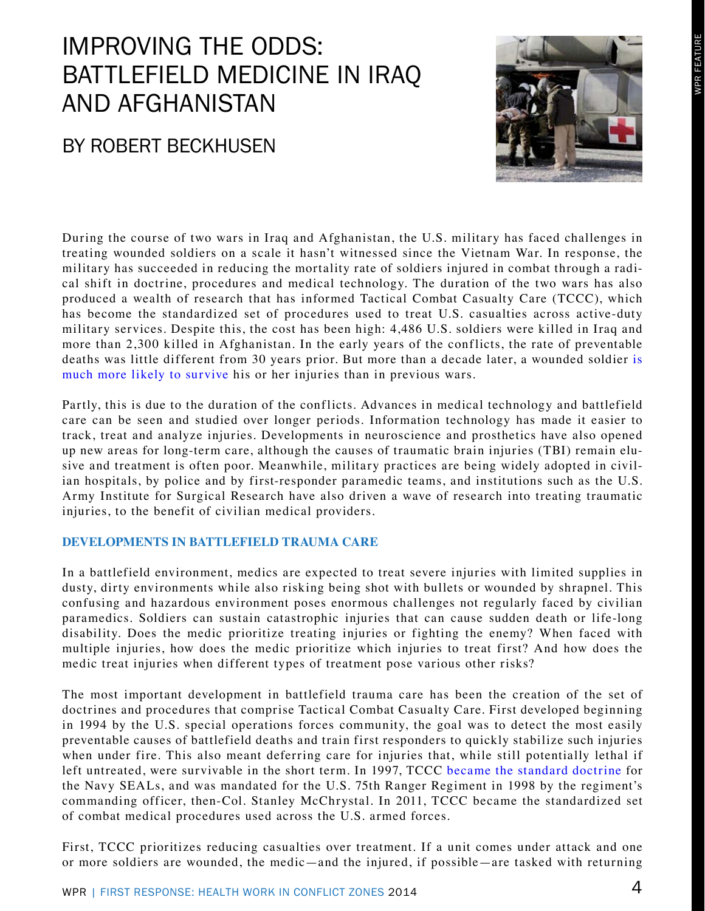# IMPROVING THE ODDS: BATTLEFIELD MEDICINE IN IRAQ AND AFGHANISTAN

## BY ROBERT BECKHUSEN

During the course of two wars in Iraq and Afghanistan, the U.S. military has faced challenges in treating wounded soldiers on a scale it hasn't witnessed since the Vietnam War. In response, the military has succeeded in reducing the mortality rate of soldiers injured in combat through a radical shift in doctrine, procedures and medical technology. The duration of the two wars has also produced a wealth of research that has informed Tactical Combat Casualty Care (TCCC), which has become the standardized set of procedures used to treat U.S. casualties across active-duty military services. Despite this, the cost has been high: 4,486 U.S. soldiers were killed in Iraq and more than 2,300 killed in Afghanistan. In the early years of the conflicts, the rate of preventable deaths was little different from 30 years prior. But more than a decade later, a wounded soldier is much more likely to survive his or her injuries than in previous wars.

Partly, this is due to the duration of the conflicts. Advances in medical technology and battlefield care can be seen and studied over longer periods. Information technology has made it easier to track, treat and analyze injuries. Developments in neuroscience and prosthetics have also opened up new areas for long-term care, although the causes of traumatic brain injuries (TBI) remain elusive and treatment is often poor. Meanwhile, military practices are being widely adopted in civilian hospitals, by police and by first-responder paramedic teams, and institutions such as the U.S. Army Institute for Surgical Research have also driven a wave of research into treating traumatic injuries, to the benefit of civilian medical providers.

### DEVELOPMENTS IN BATTLEFIELD TRAUMA CARE

In a battlefield environment, medics are expected to treat severe injuries with limited supplies in dusty, dirty environments while also risking being shot with bullets or wounded by shrapnel. This confusing and hazardous environment poses enormous challenges not regularly faced by civilian paramedics. Soldiers can sustain catastrophic injuries that can cause sudden death or life-long disability. Does the medic prioritize treating injuries or fighting the enemy? When faced with multiple injuries, how does the medic prioritize which injuries to treat first? And how does the medic treat injuries when different types of treatment pose various other risks?

The most important development in battlefield trauma care has been the creation of the set of doctrines and procedures that comprise Tactical Combat Casualty Care. First developed beginning in 1994 by the U.S. special operations forces community, the goal was to detect the most easily preventable causes of battlefield deaths and train first responders to quickly stabilize such injuries when under fire. This also meant deferring care for injuries that, while still potentially lethal if left untreated, were survivable in the short term. In 1997, TCCC became the standard doctrine for the Navy SEALs, and was mandated for the U.S. 75th Ranger Regiment in 1998 by the regiment's commanding officer, then-Col. Stanley McChrystal. In 2011, TCCC became the standardized set of combat medical procedures used across the U.S. armed forces.

First, TCCC prioritizes reducing casualties over treatment. If a unit comes under attack and one or more soldiers are wounded, the medic—and the injured, if possible—are tasked with returning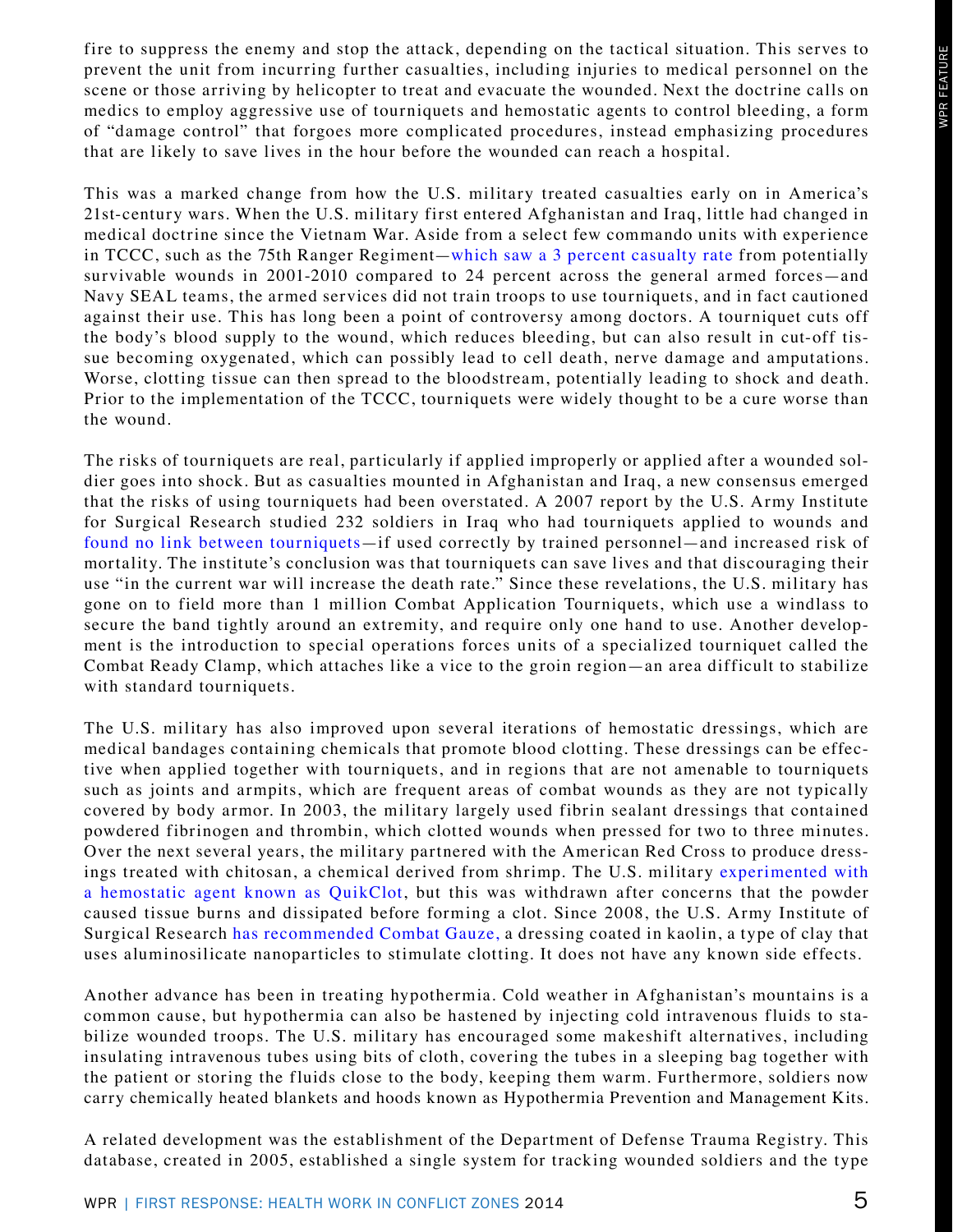fire to suppress the enemy and stop the attack, depending on the tactical situation. This serves to prevent the unit from incurring further casualties, including injuries to medical personnel on the scene or those arriving by helicopter to treat and evacuate the wounded. Next the doctrine calls on medics to employ aggressive use of tourniquets and hemostatic agents to control bleeding, a form of "damage control" that forgoes more complicated procedures, instead emphasizing procedures that are likely to save lives in the hour before the wounded can reach a hospital.

This was a marked change from how the U.S. military treated casualties early on in America's 21st-century wars. When the U.S. military first entered Afghanistan and Iraq, little had changed in medical doctrine since the Vietnam War. Aside from a select few commando units with experience in TCCC, such as the 75th Ranger Regiment—which saw a 3 percent casualty rate from potentially survivable wounds in 2001-2010 compared to 24 percent across the general armed forces—and Navy SEAL teams, the armed services did not train troops to use tourniquets, and in fact cautioned against their use. This has long been a point of controversy among doctors. A tourniquet cuts off the body's blood supply to the wound, which reduces bleeding, but can also result in cut-off tissue becoming oxygenated, which can possibly lead to cell death, nerve damage and amputations. Worse, clotting tissue can then spread to the bloodstream, potentially leading to shock and death. Prior to the implementation of the TCCC, tourniquets were widely thought to be a cure worse than the wound.

The risks of tourniquets are real, particularly if applied improperly or applied after a wounded soldier goes into shock. But as casualties mounted in Afghanistan and Iraq, a new consensus emerged that the risks of using tourniquets had been overstated. A 2007 report by the U.S. Army Institute for Surgical Research studied 232 soldiers in Iraq who had tourniquets applied to wounds and found no link between tourniquets—if used correctly by trained personnel—and increased risk of mortality. The institute's conclusion was that tourniquets can save lives and that discouraging their use "in the current war will increase the death rate." Since these revelations, the U.S. military has gone on to field more than 1 million Combat Application Tourniquets, which use a windlass to secure the band tightly around an extremity, and require only one hand to use. Another development is the introduction to special operations forces units of a specialized tourniquet called the Combat Ready Clamp, which attaches like a vice to the groin region—an area difficult to stabilize with standard tourniquets.

The U.S. military has also improved upon several iterations of hemostatic dressings, which are medical bandages containing chemicals that promote blood clotting. These dressings can be effective when applied together with tourniquets, and in regions that are not amenable to tourniquets such as joints and armpits, which are frequent areas of combat wounds as they are not typically covered by body armor. In 2003, the military largely used fibrin sealant dressings that contained powdered fibrinogen and thrombin, which clotted wounds when pressed for two to three minutes. Over the next several years, the military partnered with the American Red Cross to produce dressings treated with chitosan, a chemical derived from shrimp. The U.S. military experimented with a hemostatic agent known as QuikClot, but this was withdrawn after concerns that the powder caused tissue burns and dissipated before forming a clot. Since 2008, the U.S. Army Institute of Surgical Research has recommended Combat Gauze, a dressing coated in kaolin, a type of clay that uses aluminosilicate nanoparticles to stimulate clotting. It does not have any known side effects.

Another advance has been in treating hypothermia. Cold weather in Afghanistan's mountains is a common cause, but hypothermia can also be hastened by injecting cold intravenous fluids to stabilize wounded troops. The U.S. military has encouraged some makeshift alternatives, including insulating intravenous tubes using bits of cloth, covering the tubes in a sleeping bag together with the patient or storing the fluids close to the body, keeping them warm. Furthermore, soldiers now carry chemically heated blankets and hoods known as Hypothermia Prevention and Management Kits.

A related development was the establishment of the Department of Defense Trauma Registry. This database, created in 2005, established a single system for tracking wounded soldiers and the type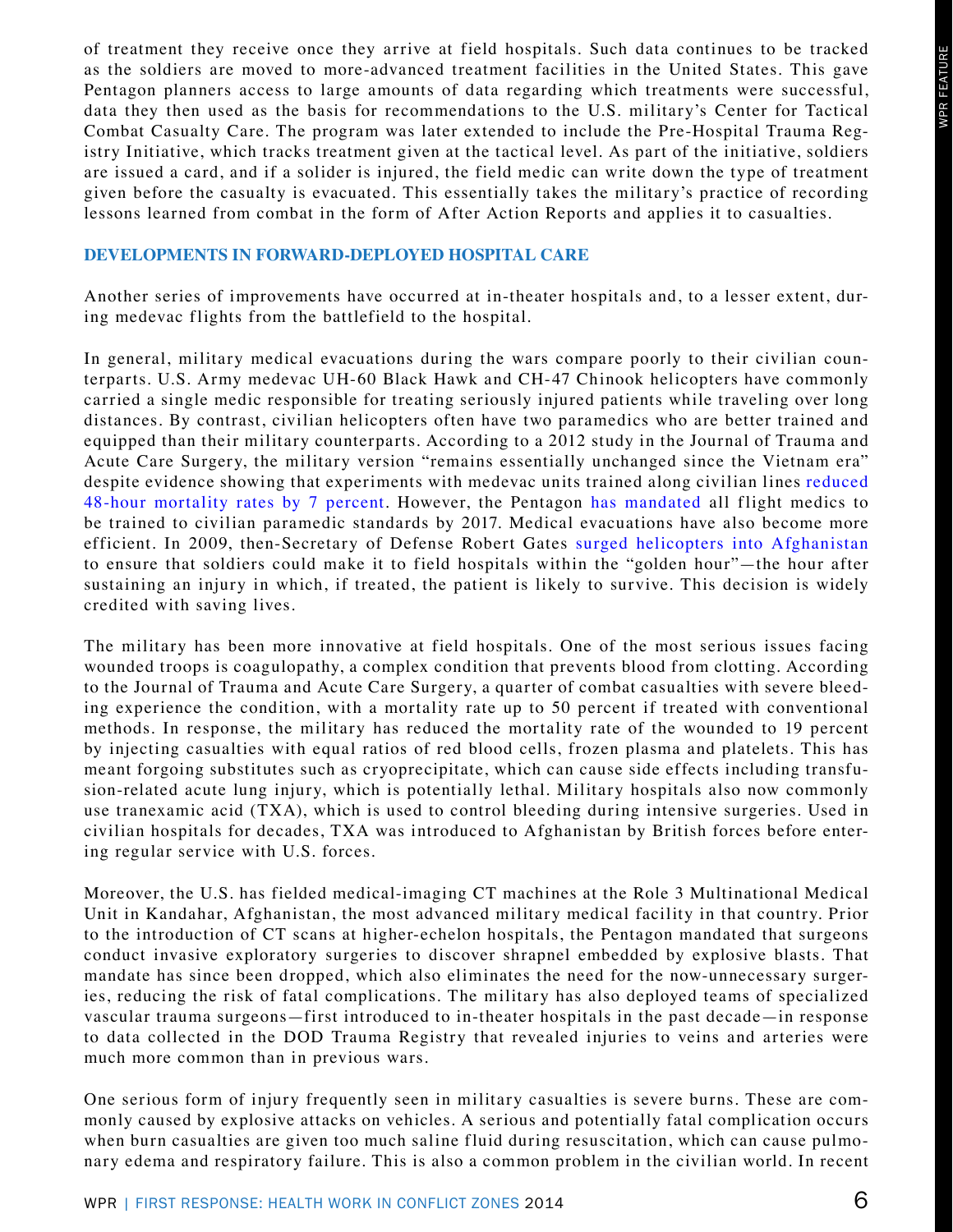of treatment they receive once they arrive at field hospitals. Such data continues to be tracked as the soldiers are moved to more-advanced treatment facilities in the United States. This gave Pentagon planners access to large amounts of data regarding which treatments were successful, data they then used as the basis for recommendations to the U.S. military's Center for Tactical Combat Casualty Care. The program was later extended to include the Pre-Hospital Trauma Registry Initiative, which tracks treatment given at the tactical level. As part of the initiative, soldiers are issued a card, and if a solider is injured, the field medic can write down the type of treatment given before the casualty is evacuated. This essentially takes the military's practice of recording lessons learned from combat in the form of After Action Reports and applies it to casualties.

## DEVELOPMENTS IN FORWARD-DEPLOYED HOSPITAL CARE

Another series of improvements have occurred at in-theater hospitals and, to a lesser extent, during medevac flights from the battlefield to the hospital.

In general, military medical evacuations during the wars compare poorly to their civilian counterparts. U.S. Army medevac UH-60 Black Hawk and CH-47 Chinook helicopters have commonly carried a single medic responsible for treating seriously injured patients while traveling over long distances. By contrast, civilian helicopters often have two paramedics who are better trained and equipped than their military counterparts. According to a 2012 study in the Journal of Trauma and Acute Care Surgery, the military version "remains essentially unchanged since the Vietnam era" despite evidence showing that experiments with medevac units trained along civilian lines reduced 48-hour mortality rates by 7 percent. However, the Pentagon has mandated all flight medics to be trained to civilian paramedic standards by 2017. Medical evacuations have also become more efficient. In 2009, then-Secretary of Defense Robert Gates surged helicopters into Afghanistan to ensure that soldiers could make it to field hospitals within the "golden hour"—the hour after sustaining an injury in which, if treated, the patient is likely to survive. This decision is widely credited with saving lives.

The military has been more innovative at field hospitals. One of the most serious issues facing wounded troops is coagulopathy, a complex condition that prevents blood from clotting. According to the Journal of Trauma and Acute Care Surgery, a quarter of combat casualties with severe bleeding experience the condition, with a mortality rate up to 50 percent if treated with conventional methods. In response, the military has reduced the mortality rate of the wounded to 19 percent by injecting casualties with equal ratios of red blood cells, frozen plasma and platelets. This has meant forgoing substitutes such as cryoprecipitate, which can cause side effects including transfusion-related acute lung injury, which is potentially lethal. Military hospitals also now commonly use tranexamic acid (TXA), which is used to control bleeding during intensive surgeries. Used in civilian hospitals for decades, TXA was introduced to Afghanistan by British forces before entering regular service with U.S. forces.

Moreover, the U.S. has fielded medical-imaging CT machines at the Role 3 Multinational Medical Unit in Kandahar, Afghanistan, the most advanced military medical facility in that country. Prior to the introduction of CT scans at higher-echelon hospitals, the Pentagon mandated that surgeons conduct invasive exploratory surgeries to discover shrapnel embedded by explosive blasts. That mandate has since been dropped, which also eliminates the need for the now-unnecessary surgeries, reducing the risk of fatal complications. The military has also deployed teams of specialized vascular trauma surgeons—first introduced to in-theater hospitals in the past decade—in response to data collected in the DOD Trauma Registry that revealed injuries to veins and arteries were much more common than in previous wars.

One serious form of injury frequently seen in military casualties is severe burns. These are commonly caused by explosive attacks on vehicles. A serious and potentially fatal complication occurs when burn casualties are given too much saline fluid during resuscitation, which can cause pulmonary edema and respiratory failure. This is also a common problem in the civilian world. In recent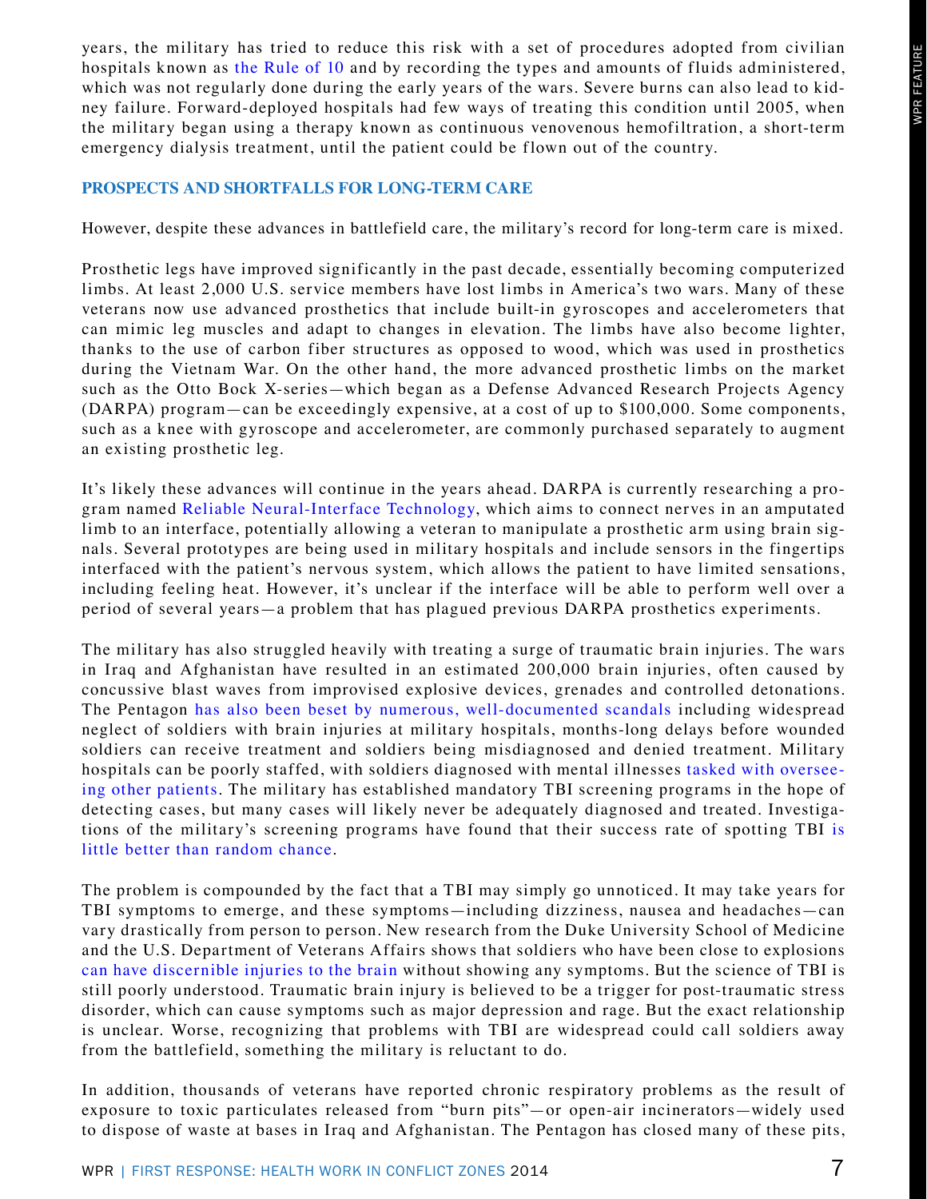years, the military has tried to reduce this risk with a set of procedures adopted from civilian hospitals known as the Rule of 10 and by recording the types and amounts of fluids administered, which was not regularly done during the early years of the wars. Severe burns can also lead to kidney failure. Forward-deployed hospitals had few ways of treating this condition until 2005, when the military began using a therapy known as continuous venovenous hemofiltration, a short-term emergency dialysis treatment, until the patient could be flown out of the country.

### PROSPECTS AND SHORTFALLS FOR LONG-TERM CARE

However, despite these advances in battlefield care, the military's record for long-term care is mixed.

Prosthetic legs have improved significantly in the past decade, essentially becoming computerized limbs. At least 2,000 U.S. service members have lost limbs in America's two wars. Many of these veterans now use advanced prosthetics that include built-in gyroscopes and accelerometers that can mimic leg muscles and adapt to changes in elevation. The limbs have also become lighter, thanks to the use of carbon fiber structures as opposed to wood, which was used in prosthetics during the Vietnam War. On the other hand, the more advanced prosthetic limbs on the market such as the Otto Bock X-series—which began as a Defense Advanced Research Projects Agency (DARPA) program—can be exceedingly expensive, at a cost of up to $100,000. Some components, such as a knee with gyroscope and accelerometer, are commonly purchased separately to augment an existing prosthetic leg.

It's likely these advances will continue in the years ahead. DARPA is currently researching a program named Reliable Neural-Interface Technology, which aims to connect nerves in an amputated limb to an interface, potentially allowing a veteran to manipulate a prosthetic arm using brain signals. Several prototypes are being used in military hospitals and include sensors in the fingertips interfaced with the patient's nervous system, which allows the patient to have limited sensations, including feeling heat. However, it's unclear if the interface will be able to perform well over a period of several years—a problem that has plagued previous DARPA prosthetics experiments.

The military has also struggled heavily with treating a surge of traumatic brain injuries. The wars in Iraq and Afghanistan have resulted in an estimated 200,000 brain injuries, often caused by concussive blast waves from improvised explosive devices, grenades and controlled detonations. The Pentagon has also been beset by numerous, well-documented scandals including widespread neglect of soldiers with brain injuries at military hospitals, months-long delays before wounded soldiers can receive treatment and soldiers being misdiagnosed and denied treatment. Military hospitals can be poorly staffed, with soldiers diagnosed with mental illnesses tasked with overseeing other patients. The military has established mandatory TBI screening programs in the hope of detecting cases, but many cases will likely never be adequately diagnosed and treated. Investigations of the military's screening programs have found that their success rate of spotting TBI is little better than random chance.

The problem is compounded by the fact that a TBI may simply go unnoticed. It may take years for TBI symptoms to emerge, and these symptoms—including dizziness, nausea and headaches—can vary drastically from person to person. New research from the Duke University School of Medicine and the U.S. Department of Veterans Affairs shows that soldiers who have been close to explosions can have discernible injuries to the brain without showing any symptoms. But the science of TBI is still poorly understood. Traumatic brain injury is believed to be a trigger for post-traumatic stress disorder, which can cause symptoms such as major depression and rage. But the exact relationship is unclear. Worse, recognizing that problems with TBI are widespread could call soldiers away from the battlefield, something the military is reluctant to do.

In addition, thousands of veterans have reported chronic respiratory problems as the result of exposure to toxic particulates released from "burn pits"—or open-air incinerators—widely used to dispose of waste at bases in Iraq and Afghanistan. The Pentagon has closed many of these pits,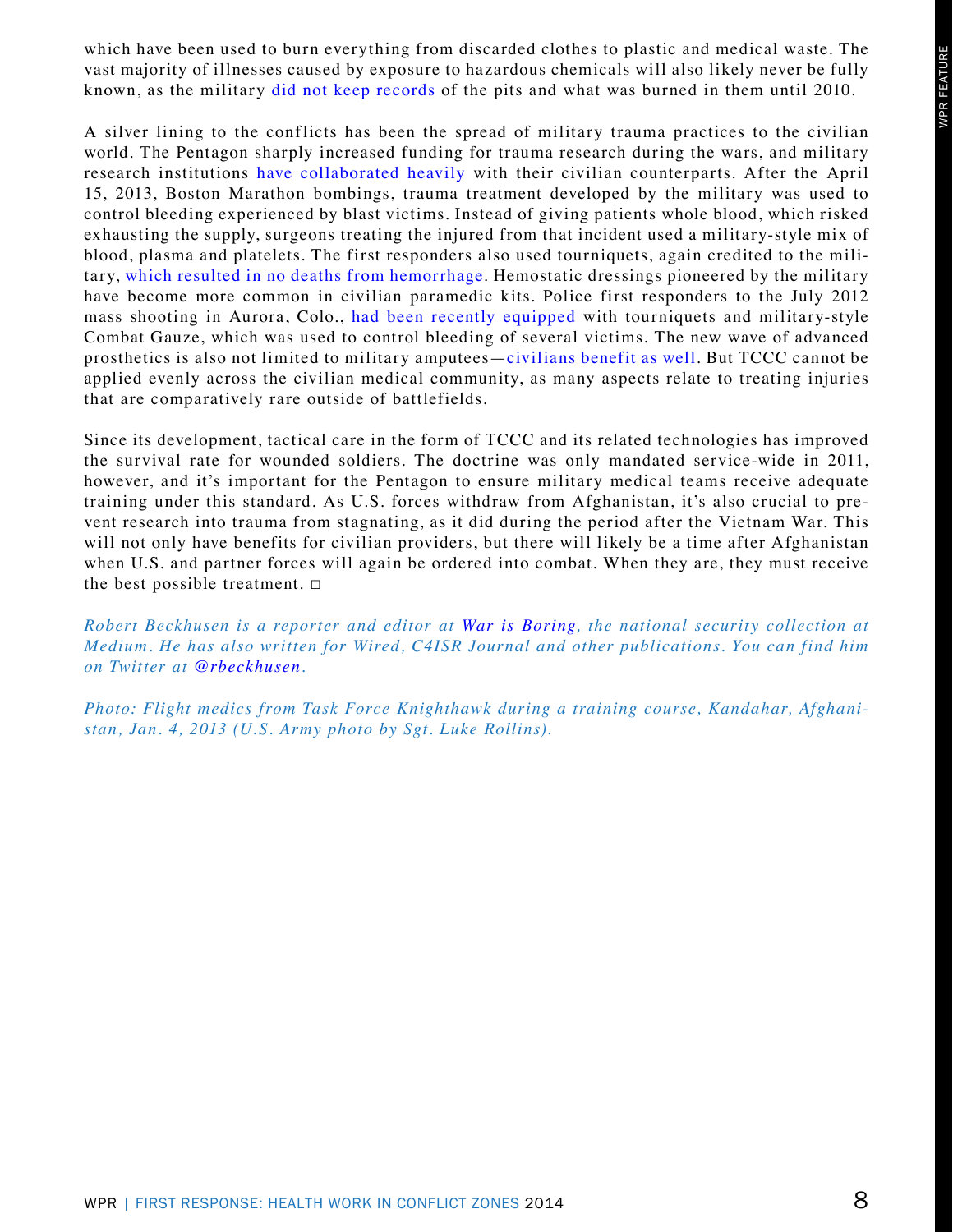which have been used to burn everything from discarded clothes to plastic and medical waste. The vast majority of illnesses caused by exposure to hazardous chemicals will also likely never be fully known, as the military did not keep records of the pits and what was burned in them until 2010.

A silver lining to the conflicts has been the spread of military trauma practices to the civilian world. The Pentagon sharply increased funding for trauma research during the wars, and military research institutions have collaborated heavily with their civilian counterparts. After the April 15, 2013, Boston Marathon bombings, trauma treatment developed by the military was used to control bleeding experienced by blast victims. Instead of giving patients whole blood, which risked exhausting the supply, surgeons treating the injured from that incident used a military-style mix of blood, plasma and platelets. The first responders also used tourniquets, again credited to the military, which resulted in no deaths from hemorrhage. Hemostatic dressings pioneered by the military have become more common in civilian paramedic kits. Police first responders to the July 2012 mass shooting in Aurora, Colo., had been recently equipped with tourniquets and military-style Combat Gauze, which was used to control bleeding of several victims. The new wave of advanced prosthetics is also not limited to military amputees—civilians benefit as well. But TCCC cannot be applied evenly across the civilian medical community, as many aspects relate to treating injuries that are comparatively rare outside of battlefields.

Since its development, tactical care in the form of TCCC and its related technologies has improved the survival rate for wounded soldiers. The doctrine was only mandated service-wide in 2011, however, and it's important for the Pentagon to ensure military medical teams receive adequate training under this standard. As U.S. forces withdraw from Afghanistan, it's also crucial to prevent research into trauma from stagnating, as it did during the period after the Vietnam War. This will not only have benefits for civilian providers, but there will likely be a time after Afghanistan when U.S. and partner forces will again be ordered into combat. When they are, they must receive the best possible treatment. □

*Robert Beckhusen is a reporter and editor at* ***War is Boring****, the national security collection at Medium. He has also written for Wired, C4ISR Journal and other publications. You can find him on Twitter at* ***@rbeckhusen****.*

*Photo: Flight medics from Task Force Knighthawk during a training course, Kandahar, Afghanistan, Jan. 4, 2013 (U.S. Army photo by Sgt. Luke Rollins).*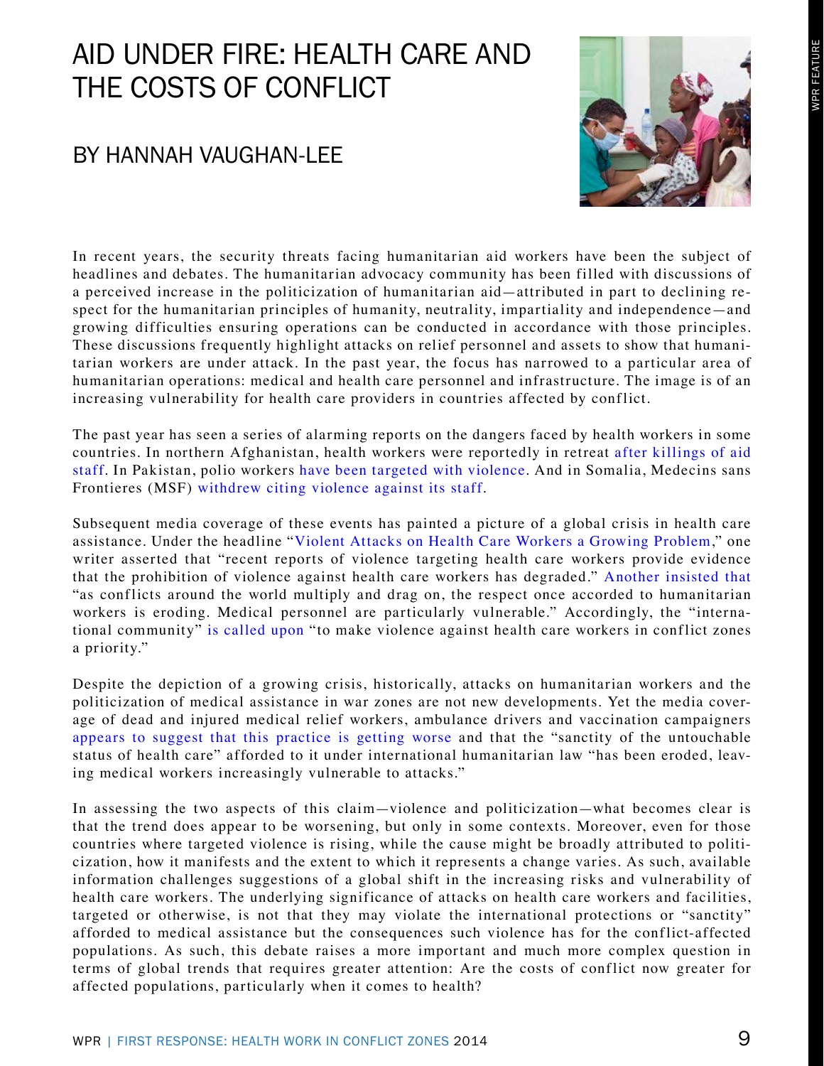# AID UNDER FIRE: HEALTH CARE AND THE COSTS OF CONFLICT

## BY HANNAH VAUGHAN-LEE

In recent years, the security threats facing humanitarian aid workers have been the subject of headlines and debates. The humanitarian advocacy community has been filled with discussions of a perceived increase in the politicization of humanitarian aid—attributed in part to declining respect for the humanitarian principles of humanity, neutrality, impartiality and independence—and growing difficulties ensuring operations can be conducted in accordance with those principles. These discussions frequently highlight attacks on relief personnel and assets to show that humanitarian workers are under attack. In the past year, the focus has narrowed to a particular area of humanitarian operations: medical and health care personnel and infrastructure. The image is of an increasing vulnerability for health care providers in countries affected by conflict.

The past year has seen a series of alarming reports on the dangers faced by health workers in some countries. In northern Afghanistan, health workers were reportedly in retreat after killings of aid staff. In Pakistan, polio workers have been targeted with violence. And in Somalia, Medecins sans Frontieres (MSF) withdrew citing violence against its staff.

Subsequent media coverage of these events has painted a picture of a global crisis in health care assistance. Under the headline "Violent Attacks on Health Care Workers a Growing Problem," one writer asserted that "recent reports of violence targeting health care workers provide evidence that the prohibition of violence against health care workers has degraded." Another insisted that "as conflicts around the world multiply and drag on, the respect once accorded to humanitarian workers is eroding. Medical personnel are particularly vulnerable." Accordingly, the "international community" is called upon "to make violence against health care workers in conflict zones a priority."

Despite the depiction of a growing crisis, historically, attacks on humanitarian workers and the politicization of medical assistance in war zones are not new developments. Yet the media coverage of dead and injured medical relief workers, ambulance drivers and vaccination campaigners appears to suggest that this practice is getting worse and that the "sanctity of the untouchable status of health care" afforded to it under international humanitarian law "has been eroded, leaving medical workers increasingly vulnerable to attacks."

In assessing the two aspects of this claim—violence and politicization—what becomes clear is that the trend does appear to be worsening, but only in some contexts. Moreover, even for those countries where targeted violence is rising, while the cause might be broadly attributed to politicization, how it manifests and the extent to which it represents a change varies. As such, available information challenges suggestions of a global shift in the increasing risks and vulnerability of health care workers. The underlying significance of attacks on health care workers and facilities, targeted or otherwise, is not that they may violate the international protections or "sanctity" afforded to medical assistance but the consequences such violence has for the conflict-affected populations. As such, this debate raises a more important and much more complex question in terms of global trends that requires greater attention: Are the costs of conflict now greater for affected populations, particularly when it comes to health?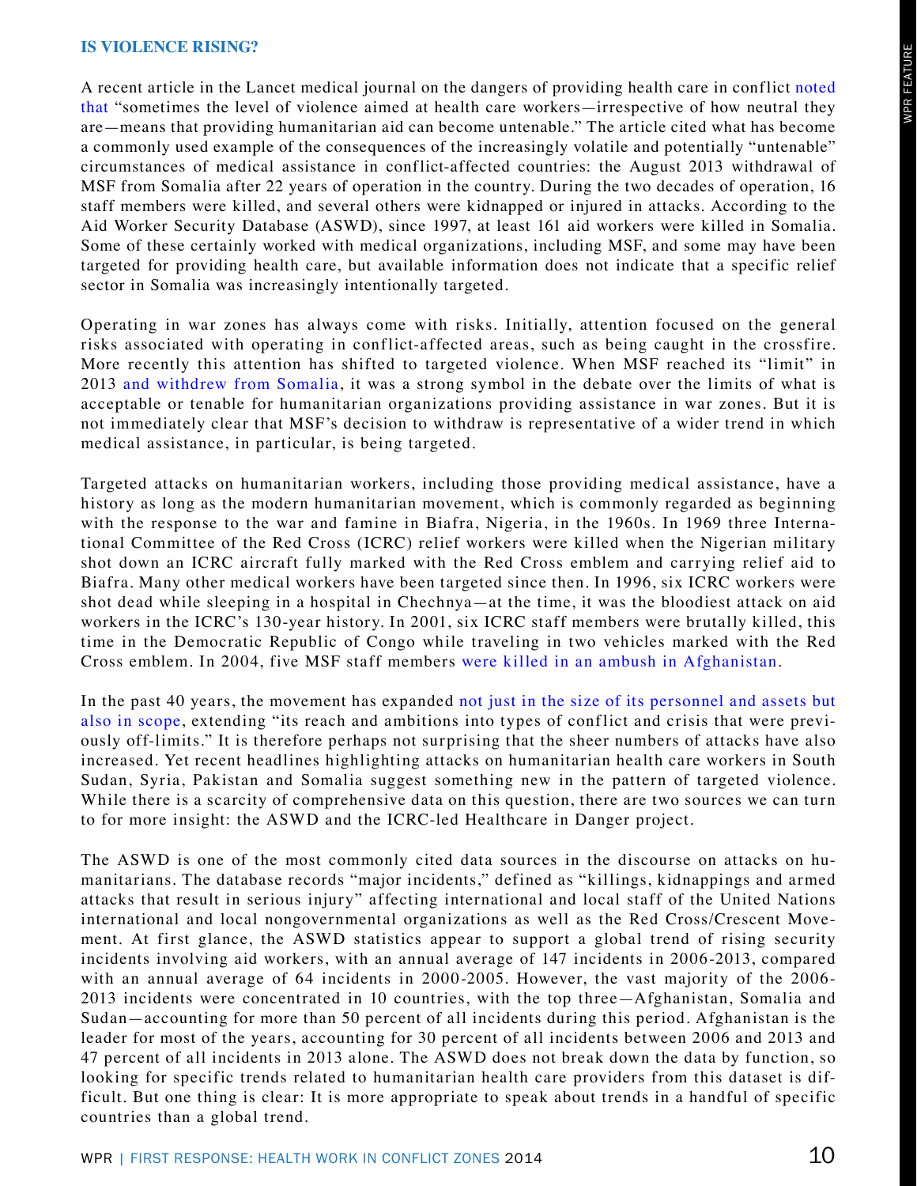## IS VIOLENCE RISING?

A recent article in the Lancet medical journal on the dangers of providing health care in conflict noted that "sometimes the level of violence aimed at health care workers—irrespective of how neutral they are—means that providing humanitarian aid can become untenable." The article cited what has become a commonly used example of the consequences of the increasingly volatile and potentially "untenable" circumstances of medical assistance in conflict-affected countries: the August 2013 withdrawal of MSF from Somalia after 22 years of operation in the country. During the two decades of operation, 16 staff members were killed, and several others were kidnapped or injured in attacks. According to the Aid Worker Security Database (ASWD), since 1997, at least 161 aid workers were killed in Somalia. Some of these certainly worked with medical organizations, including MSF, and some may have been targeted for providing health care, but available information does not indicate that a specific relief sector in Somalia was increasingly intentionally targeted.

Operating in war zones has always come with risks. Initially, attention focused on the general risks associated with operating in conflict-affected areas, such as being caught in the crossfire. More recently this attention has shifted to targeted violence. When MSF reached its "limit" in 2013 and withdrew from Somalia, it was a strong symbol in the debate over the limits of what is acceptable or tenable for humanitarian organizations providing assistance in war zones. But it is not immediately clear that MSF's decision to withdraw is representative of a wider trend in which medical assistance, in particular, is being targeted.

Targeted attacks on humanitarian workers, including those providing medical assistance, have a history as long as the modern humanitarian movement, which is commonly regarded as beginning with the response to the war and famine in Biafra, Nigeria, in the 1960s. In 1969 three International Committee of the Red Cross (ICRC) relief workers were killed when the Nigerian military shot down an ICRC aircraft fully marked with the Red Cross emblem and carrying relief aid to Biafra. Many other medical workers have been targeted since then. In 1996, six ICRC workers were shot dead while sleeping in a hospital in Chechnya—at the time, it was the bloodiest attack on aid workers in the ICRC's 130-year history. In 2001, six ICRC staff members were brutally killed, this time in the Democratic Republic of Congo while traveling in two vehicles marked with the Red Cross emblem. In 2004, five MSF staff members were killed in an ambush in Afghanistan.

In the past 40 years, the movement has expanded not just in the size of its personnel and assets but also in scope, extending "its reach and ambitions into types of conflict and crisis that were previously off-limits." It is therefore perhaps not surprising that the sheer numbers of attacks have also increased. Yet recent headlines highlighting attacks on humanitarian health care workers in South Sudan, Syria, Pakistan and Somalia suggest something new in the pattern of targeted violence. While there is a scarcity of comprehensive data on this question, there are two sources we can turn to for more insight: the ASWD and the ICRC-led Healthcare in Danger project.

The ASWD is one of the most commonly cited data sources in the discourse on attacks on humanitarians. The database records "major incidents," defined as "killings, kidnappings and armed attacks that result in serious injury" affecting international and local staff of the United Nations international and local nongovernmental organizations as well as the Red Cross/Crescent Movement. At first glance, the ASWD statistics appear to support a global trend of rising security incidents involving aid workers, with an annual average of 147 incidents in 2006-2013, compared with an annual average of 64 incidents in 2000-2005. However, the vast majority of the 2006-2013 incidents were concentrated in 10 countries, with the top three—Afghanistan, Somalia and Sudan—accounting for more than 50 percent of all incidents during this period. Afghanistan is the leader for most of the years, accounting for 30 percent of all incidents between 2006 and 2013 and 47 percent of all incidents in 2013 alone. The ASWD does not break down the data by function, so looking for specific trends related to humanitarian health care providers from this dataset is difficult. But one thing is clear: It is more appropriate to speak about trends in a handful of specific countries than a global trend.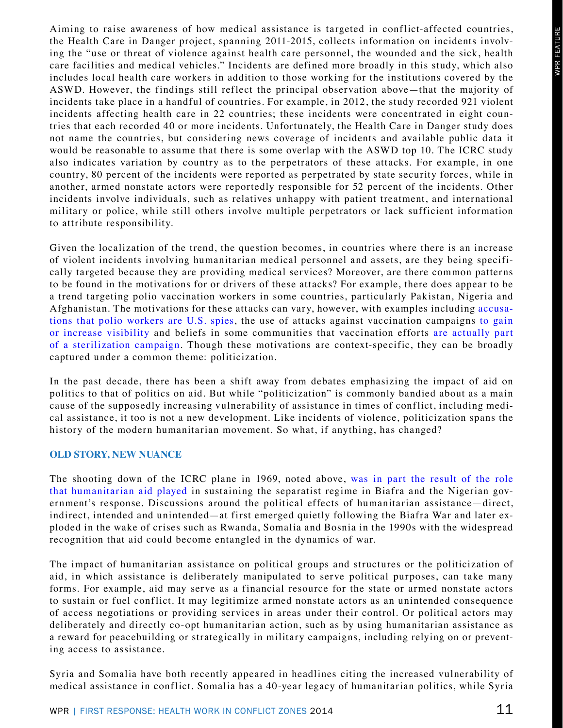Aiming to raise awareness of how medical assistance is targeted in conflict-affected countries, the Health Care in Danger project, spanning 2011-2015, collects information on incidents involving the "use or threat of violence against health care personnel, the wounded and the sick, health care facilities and medical vehicles." Incidents are defined more broadly in this study, which also includes local health care workers in addition to those working for the institutions covered by the ASWD. However, the findings still reflect the principal observation above—that the majority of incidents take place in a handful of countries. For example, in 2012, the study recorded 921 violent incidents affecting health care in 22 countries; these incidents were concentrated in eight countries that each recorded 40 or more incidents. Unfortunately, the Health Care in Danger study does not name the countries, but considering news coverage of incidents and available public data it would be reasonable to assume that there is some overlap with the ASWD top 10. The ICRC study also indicates variation by country as to the perpetrators of these attacks. For example, in one country, 80 percent of the incidents were reported as perpetrated by state security forces, while in another, armed nonstate actors were reportedly responsible for 52 percent of the incidents. Other incidents involve individuals, such as relatives unhappy with patient treatment, and international military or police, while still others involve multiple perpetrators or lack sufficient information to attribute responsibility.

Given the localization of the trend, the question becomes, in countries where there is an increase of violent incidents involving humanitarian medical personnel and assets, are they being specifically targeted because they are providing medical services? Moreover, are there common patterns to be found in the motivations for or drivers of these attacks? For example, there does appear to be a trend targeting polio vaccination workers in some countries, particularly Pakistan, Nigeria and Afghanistan. The motivations for these attacks can vary, however, with examples including accusations that polio workers are U.S. spies, the use of attacks against vaccination campaigns to gain or increase visibility and beliefs in some communities that vaccination efforts are actually part of a sterilization campaign. Though these motivations are context-specific, they can be broadly captured under a common theme: politicization.

In the past decade, there has been a shift away from debates emphasizing the impact of aid on politics to that of politics on aid. But while "politicization" is commonly bandied about as a main cause of the supposedly increasing vulnerability of assistance in times of conflict, including medical assistance, it too is not a new development. Like incidents of violence, politicization spans the history of the modern humanitarian movement. So what, if anything, has changed?

## OLD STORY, NEW NUANCE

The shooting down of the ICRC plane in 1969, noted above, was in part the result of the role that humanitarian aid played in sustaining the separatist regime in Biafra and the Nigerian government's response. Discussions around the political effects of humanitarian assistance—direct, indirect, intended and unintended—at first emerged quietly following the Biafra War and later exploded in the wake of crises such as Rwanda, Somalia and Bosnia in the 1990s with the widespread recognition that aid could become entangled in the dynamics of war.

The impact of humanitarian assistance on political groups and structures or the politicization of aid, in which assistance is deliberately manipulated to serve political purposes, can take many forms. For example, aid may serve as a financial resource for the state or armed nonstate actors to sustain or fuel conflict. It may legitimize armed nonstate actors as an unintended consequence of access negotiations or providing services in areas under their control. Or political actors may deliberately and directly co-opt humanitarian action, such as by using humanitarian assistance as a reward for peacebuilding or strategically in military campaigns, including relying on or preventing access to assistance.

Syria and Somalia have both recently appeared in headlines citing the increased vulnerability of medical assistance in conflict. Somalia has a 40-year legacy of humanitarian politics, while Syria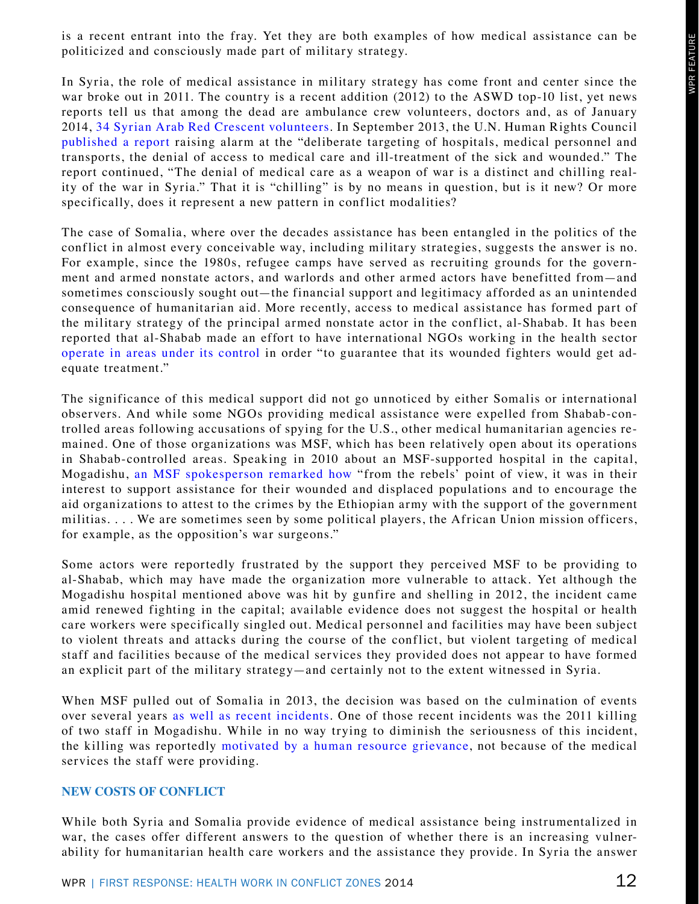is a recent entrant into the fray. Yet they are both examples of how medical assistance can be politicized and consciously made part of military strategy.

In Syria, the role of medical assistance in military strategy has come front and center since the war broke out in 2011. The country is a recent addition (2012) to the ASWD top-10 list, yet news reports tell us that among the dead are ambulance crew volunteers, doctors and, as of January 2014, 34 Syrian Arab Red Crescent volunteers. In September 2013, the U.N. Human Rights Council published a report raising alarm at the "deliberate targeting of hospitals, medical personnel and transports, the denial of access to medical care and ill-treatment of the sick and wounded." The report continued, "The denial of medical care as a weapon of war is a distinct and chilling reality of the war in Syria." That it is "chilling" is by no means in question, but is it new? Or more specifically, does it represent a new pattern in conflict modalities?

The case of Somalia, where over the decades assistance has been entangled in the politics of the conflict in almost every conceivable way, including military strategies, suggests the answer is no. For example, since the 1980s, refugee camps have served as recruiting grounds for the government and armed nonstate actors, and warlords and other armed actors have benefitted from—and sometimes consciously sought out—the financial support and legitimacy afforded as an unintended consequence of humanitarian aid. More recently, access to medical assistance has formed part of the military strategy of the principal armed nonstate actor in the conflict, al-Shabab. It has been reported that al-Shabab made an effort to have international NGOs working in the health sector operate in areas under its control in order "to guarantee that its wounded fighters would get adequate treatment."

The significance of this medical support did not go unnoticed by either Somalis or international observers. And while some NGOs providing medical assistance were expelled from Shabab-controlled areas following accusations of spying for the U.S., other medical humanitarian agencies remained. One of those organizations was MSF, which has been relatively open about its operations in Shabab-controlled areas. Speaking in 2010 about an MSF-supported hospital in the capital, Mogadishu, an MSF spokesperson remarked how "from the rebels' point of view, it was in their interest to support assistance for their wounded and displaced populations and to encourage the aid organizations to attest to the crimes by the Ethiopian army with the support of the government militias. . . . We are sometimes seen by some political players, the African Union mission officers, for example, as the opposition's war surgeons."

Some actors were reportedly frustrated by the support they perceived MSF to be providing to al-Shabab, which may have made the organization more vulnerable to attack. Yet although the Mogadishu hospital mentioned above was hit by gunfire and shelling in 2012, the incident came amid renewed fighting in the capital; available evidence does not suggest the hospital or health care workers were specifically singled out. Medical personnel and facilities may have been subject to violent threats and attacks during the course of the conflict, but violent targeting of medical staff and facilities because of the medical services they provided does not appear to have formed an explicit part of the military strategy—and certainly not to the extent witnessed in Syria.

When MSF pulled out of Somalia in 2013, the decision was based on the culmination of events over several years as well as recent incidents. One of those recent incidents was the 2011 killing of two staff in Mogadishu. While in no way trying to diminish the seriousness of this incident, the killing was reportedly motivated by a human resource grievance, not because of the medical services the staff were providing.

## NEW COSTS OF CONFLICT

While both Syria and Somalia provide evidence of medical assistance being instrumentalized in war, the cases offer different answers to the question of whether there is an increasing vulnerability for humanitarian health care workers and the assistance they provide. In Syria the answer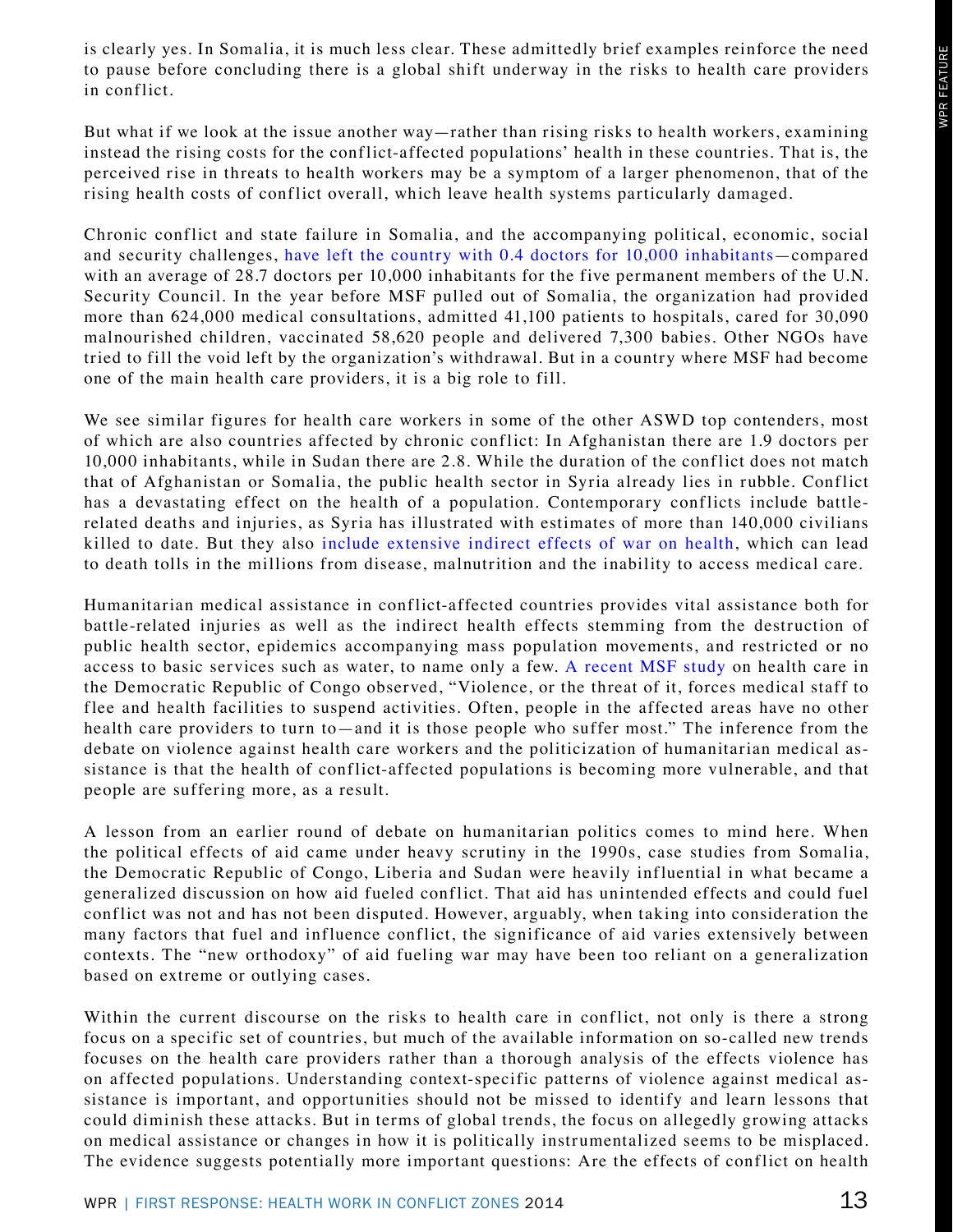is clearly yes. In Somalia, it is much less clear. These admittedly brief examples reinforce the need to pause before concluding there is a global shift underway in the risks to health care providers in conflict.

But what if we look at the issue another way—rather than rising risks to health workers, examining instead the rising costs for the conflict-affected populations' health in these countries. That is, the perceived rise in threats to health workers may be a symptom of a larger phenomenon, that of the rising health costs of conflict overall, which leave health systems particularly damaged.

Chronic conflict and state failure in Somalia, and the accompanying political, economic, social and security challenges, have left the country with 0.4 doctors for 10,000 inhabitants—compared with an average of 28.7 doctors per 10,000 inhabitants for the five permanent members of the U.N. Security Council. In the year before MSF pulled out of Somalia, the organization had provided more than 624,000 medical consultations, admitted 41,100 patients to hospitals, cared for 30,090 malnourished children, vaccinated 58,620 people and delivered 7,300 babies. Other NGOs have tried to fill the void left by the organization's withdrawal. But in a country where MSF had become one of the main health care providers, it is a big role to fill.

We see similar figures for health care workers in some of the other ASWD top contenders, most of which are also countries affected by chronic conflict: In Afghanistan there are 1.9 doctors per 10,000 inhabitants, while in Sudan there are 2.8. While the duration of the conflict does not match that of Afghanistan or Somalia, the public health sector in Syria already lies in rubble. Conflict has a devastating effect on the health of a population. Contemporary conflicts include battle-related deaths and injuries, as Syria has illustrated with estimates of more than 140,000 civilians killed to date. But they also include extensive indirect effects of war on health, which can lead to death tolls in the millions from disease, malnutrition and the inability to access medical care.

Humanitarian medical assistance in conflict-affected countries provides vital assistance both for battle-related injuries as well as the indirect health effects stemming from the destruction of public health sector, epidemics accompanying mass population movements, and restricted or no access to basic services such as water, to name only a few. A recent MSF study on health care in the Democratic Republic of Congo observed, "Violence, or the threat of it, forces medical staff to flee and health facilities to suspend activities. Often, people in the affected areas have no other health care providers to turn to—and it is those people who suffer most." The inference from the debate on violence against health care workers and the politicization of humanitarian medical assistance is that the health of conflict-affected populations is becoming more vulnerable, and that people are suffering more, as a result.

A lesson from an earlier round of debate on humanitarian politics comes to mind here. When the political effects of aid came under heavy scrutiny in the 1990s, case studies from Somalia, the Democratic Republic of Congo, Liberia and Sudan were heavily influential in what became a generalized discussion on how aid fueled conflict. That aid has unintended effects and could fuel conflict was not and has not been disputed. However, arguably, when taking into consideration the many factors that fuel and influence conflict, the significance of aid varies extensively between contexts. The "new orthodoxy" of aid fueling war may have been too reliant on a generalization based on extreme or outlying cases.

Within the current discourse on the risks to health care in conflict, not only is there a strong focus on a specific set of countries, but much of the available information on so-called new trends focuses on the health care providers rather than a thorough analysis of the effects violence has on affected populations. Understanding context-specific patterns of violence against medical assistance is important, and opportunities should not be missed to identify and learn lessons that could diminish these attacks. But in terms of global trends, the focus on allegedly growing attacks on medical assistance or changes in how it is politically instrumentalized seems to be misplaced. The evidence suggests potentially more important questions: Are the effects of conflict on health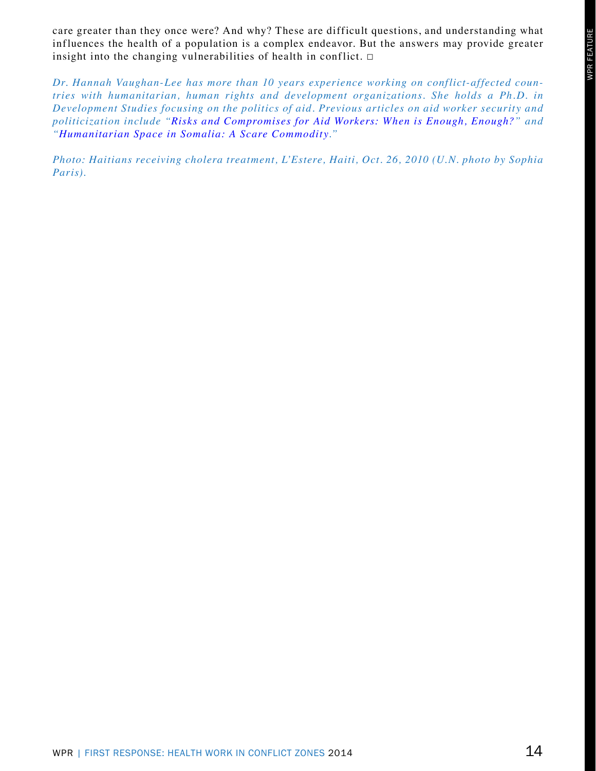care greater than they once were? And why? These are difficult questions, and understanding what influences the health of a population is a complex endeavor. But the answers may provide greater insight into the changing vulnerabilities of health in conflict. □

*Dr. Hannah Vaughan-Lee has more than 10 years experience working on conflict-affected countries with humanitarian, human rights and development organizations. She holds a Ph.D. in Development Studies focusing on the politics of aid. Previous articles on aid worker security and politicization include "Risks and Compromises for Aid Workers: When is Enough, Enough?" and "Humanitarian Space in Somalia: A Scare Commodity."*

*Photo: Haitians receiving cholera treatment, L'Estere, Haiti, Oct. 26, 2010 (U.N. photo by Sophia Paris).*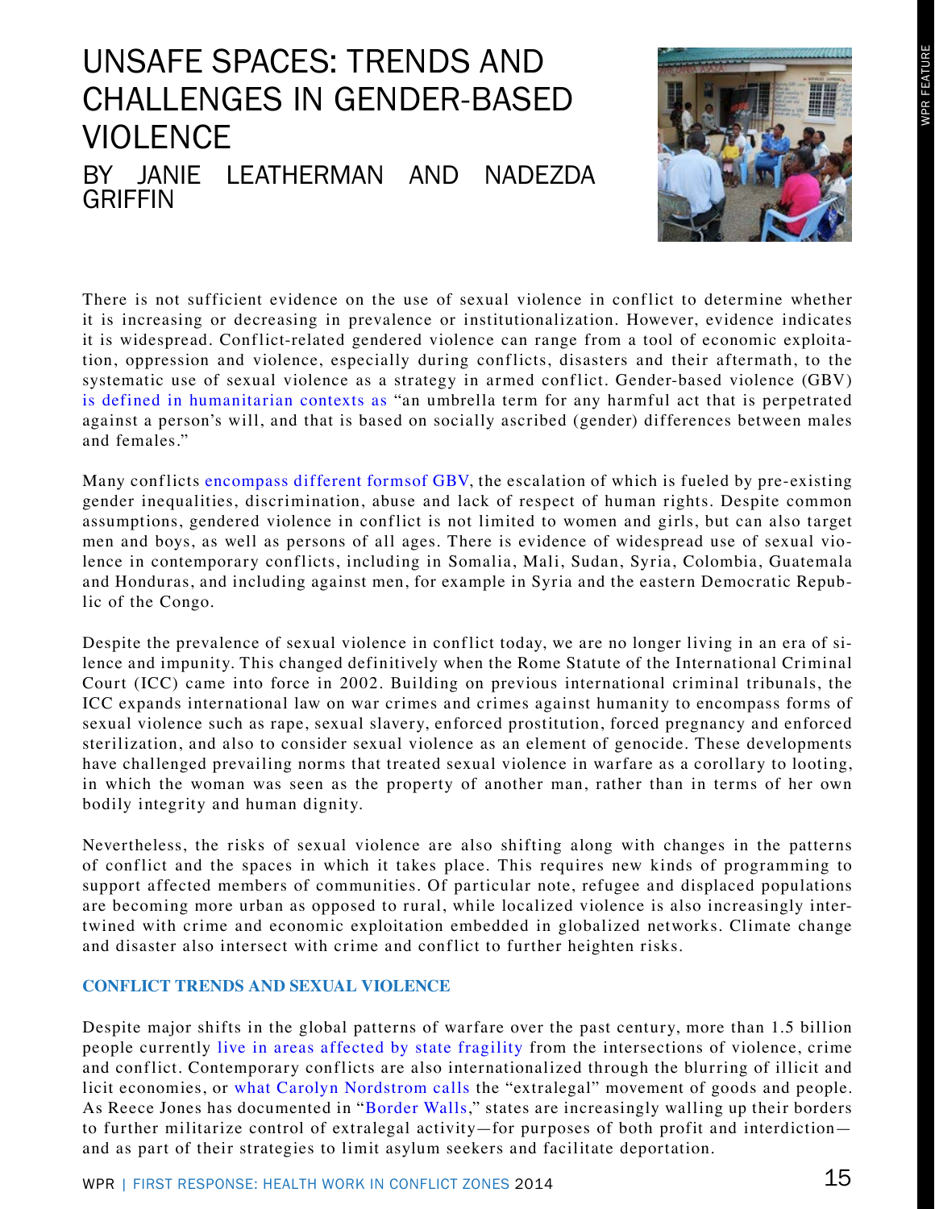# UNSAFE SPACES: TRENDS AND CHALLENGES IN GENDER-BASED VIOLENCE

## BY JANIE LEATHERMAN AND NADEZDA GRIFFIN

There is not sufficient evidence on the use of sexual violence in conflict to determine whether it is increasing or decreasing in prevalence or institutionalization. However, evidence indicates it is widespread. Conflict-related gendered violence can range from a tool of economic exploitation, oppression and violence, especially during conflicts, disasters and their aftermath, to the systematic use of sexual violence as a strategy in armed conflict. Gender-based violence (GBV) is defined in humanitarian contexts as "an umbrella term for any harmful act that is perpetrated against a person's will, and that is based on socially ascribed (gender) differences between males and females."

Many conflicts encompass different formsof GBV, the escalation of which is fueled by pre-existing gender inequalities, discrimination, abuse and lack of respect of human rights. Despite common assumptions, gendered violence in conflict is not limited to women and girls, but can also target men and boys, as well as persons of all ages. There is evidence of widespread use of sexual violence in contemporary conflicts, including in Somalia, Mali, Sudan, Syria, Colombia, Guatemala and Honduras, and including against men, for example in Syria and the eastern Democratic Republic of the Congo.

Despite the prevalence of sexual violence in conflict today, we are no longer living in an era of silence and impunity. This changed definitively when the Rome Statute of the International Criminal Court (ICC) came into force in 2002. Building on previous international criminal tribunals, the ICC expands international law on war crimes and crimes against humanity to encompass forms of sexual violence such as rape, sexual slavery, enforced prostitution, forced pregnancy and enforced sterilization, and also to consider sexual violence as an element of genocide. These developments have challenged prevailing norms that treated sexual violence in warfare as a corollary to looting, in which the woman was seen as the property of another man, rather than in terms of her own bodily integrity and human dignity.

Nevertheless, the risks of sexual violence are also shifting along with changes in the patterns of conflict and the spaces in which it takes place. This requires new kinds of programming to support affected members of communities. Of particular note, refugee and displaced populations are becoming more urban as opposed to rural, while localized violence is also increasingly intertwined with crime and economic exploitation embedded in globalized networks. Climate change and disaster also intersect with crime and conflict to further heighten risks.

### CONFLICT TRENDS AND SEXUAL VIOLENCE

Despite major shifts in the global patterns of warfare over the past century, more than 1.5 billion people currently live in areas affected by state fragility from the intersections of violence, crime and conflict. Contemporary conflicts are also internationalized through the blurring of illicit and licit economies, or what Carolyn Nordstrom calls the "extralegal" movement of goods and people. As Reece Jones has documented in "Border Walls," states are increasingly walling up their borders to further militarize control of extralegal activity—for purposes of both profit and interdiction—and as part of their strategies to limit asylum seekers and facilitate deportation.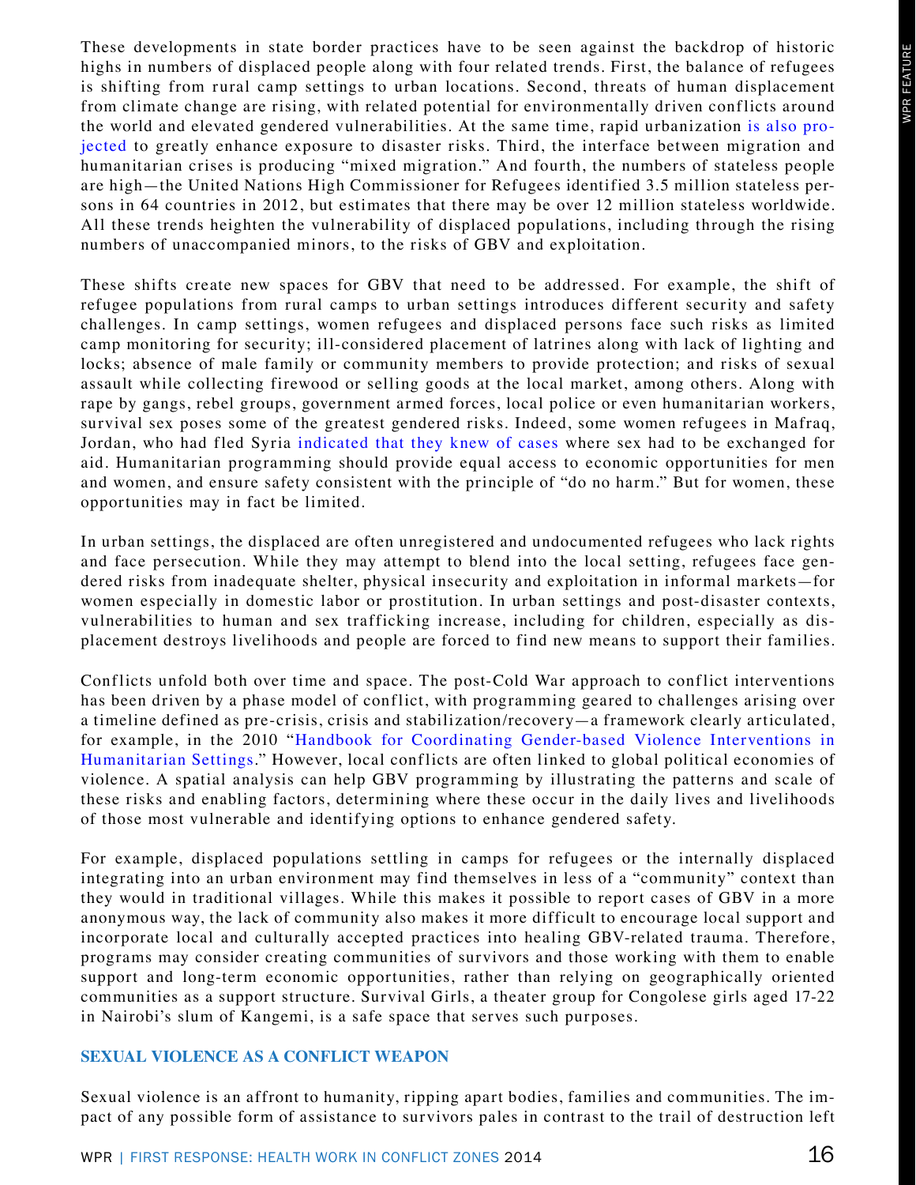These developments in state border practices have to be seen against the backdrop of historic highs in numbers of displaced people along with four related trends. First, the balance of refugees is shifting from rural camp settings to urban locations. Second, threats of human displacement from climate change are rising, with related potential for environmentally driven conflicts around the world and elevated gendered vulnerabilities. At the same time, rapid urbanization is also projected to greatly enhance exposure to disaster risks. Third, the interface between migration and humanitarian crises is producing "mixed migration." And fourth, the numbers of stateless people are high—the United Nations High Commissioner for Refugees identified 3.5 million stateless persons in 64 countries in 2012, but estimates that there may be over 12 million stateless worldwide. All these trends heighten the vulnerability of displaced populations, including through the rising numbers of unaccompanied minors, to the risks of GBV and exploitation.

These shifts create new spaces for GBV that need to be addressed. For example, the shift of refugee populations from rural camps to urban settings introduces different security and safety challenges. In camp settings, women refugees and displaced persons face such risks as limited camp monitoring for security; ill-considered placement of latrines along with lack of lighting and locks; absence of male family or community members to provide protection; and risks of sexual assault while collecting firewood or selling goods at the local market, among others. Along with rape by gangs, rebel groups, government armed forces, local police or even humanitarian workers, survival sex poses some of the greatest gendered risks. Indeed, some women refugees in Mafraq, Jordan, who had fled Syria indicated that they knew of cases where sex had to be exchanged for aid. Humanitarian programming should provide equal access to economic opportunities for men and women, and ensure safety consistent with the principle of "do no harm." But for women, these opportunities may in fact be limited.

In urban settings, the displaced are often unregistered and undocumented refugees who lack rights and face persecution. While they may attempt to blend into the local setting, refugees face gendered risks from inadequate shelter, physical insecurity and exploitation in informal markets—for women especially in domestic labor or prostitution. In urban settings and post-disaster contexts, vulnerabilities to human and sex trafficking increase, including for children, especially as displacement destroys livelihoods and people are forced to find new means to support their families.

Conflicts unfold both over time and space. The post-Cold War approach to conflict interventions has been driven by a phase model of conflict, with programming geared to challenges arising over a timeline defined as pre-crisis, crisis and stabilization/recovery—a framework clearly articulated, for example, in the 2010 "Handbook for Coordinating Gender-based Violence Interventions in Humanitarian Settings." However, local conflicts are often linked to global political economies of violence. A spatial analysis can help GBV programming by illustrating the patterns and scale of these risks and enabling factors, determining where these occur in the daily lives and livelihoods of those most vulnerable and identifying options to enhance gendered safety.

For example, displaced populations settling in camps for refugees or the internally displaced integrating into an urban environment may find themselves in less of a "community" context than they would in traditional villages. While this makes it possible to report cases of GBV in a more anonymous way, the lack of community also makes it more difficult to encourage local support and incorporate local and culturally accepted practices into healing GBV-related trauma. Therefore, programs may consider creating communities of survivors and those working with them to enable support and long-term economic opportunities, rather than relying on geographically oriented communities as a support structure. Survival Girls, a theater group for Congolese girls aged 17-22 in Nairobi's slum of Kangemi, is a safe space that serves such purposes.

## SEXUAL VIOLENCE AS A CONFLICT WEAPON

Sexual violence is an affront to humanity, ripping apart bodies, families and communities. The impact of any possible form of assistance to survivors pales in contrast to the trail of destruction left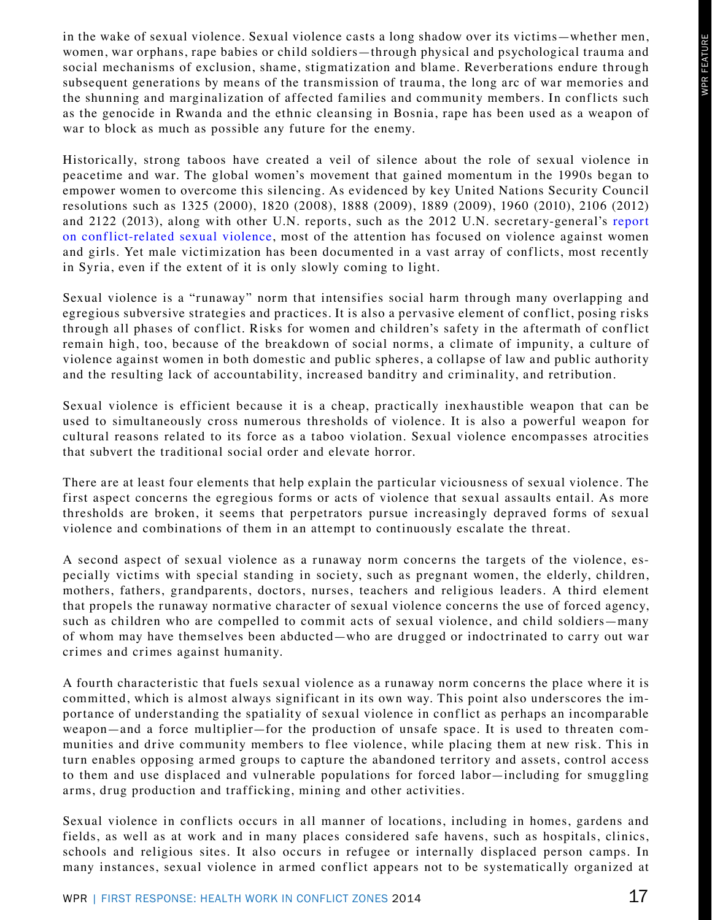in the wake of sexual violence. Sexual violence casts a long shadow over its victims—whether men, women, war orphans, rape babies or child soldiers—through physical and psychological trauma and social mechanisms of exclusion, shame, stigmatization and blame. Reverberations endure through subsequent generations by means of the transmission of trauma, the long arc of war memories and the shunning and marginalization of affected families and community members. In conflicts such as the genocide in Rwanda and the ethnic cleansing in Bosnia, rape has been used as a weapon of war to block as much as possible any future for the enemy.

Historically, strong taboos have created a veil of silence about the role of sexual violence in peacetime and war. The global women's movement that gained momentum in the 1990s began to empower women to overcome this silencing. As evidenced by key United Nations Security Council resolutions such as 1325 (2000), 1820 (2008), 1888 (2009), 1889 (2009), 1960 (2010), 2106 (2012) and 2122 (2013), along with other U.N. reports, such as the 2012 U.N. secretary-general's report on conflict-related sexual violence, most of the attention has focused on violence against women and girls. Yet male victimization has been documented in a vast array of conflicts, most recently in Syria, even if the extent of it is only slowly coming to light.

Sexual violence is a "runaway" norm that intensifies social harm through many overlapping and egregious subversive strategies and practices. It is also a pervasive element of conflict, posing risks through all phases of conflict. Risks for women and children's safety in the aftermath of conflict remain high, too, because of the breakdown of social norms, a climate of impunity, a culture of violence against women in both domestic and public spheres, a collapse of law and public authority and the resulting lack of accountability, increased banditry and criminality, and retribution.

Sexual violence is efficient because it is a cheap, practically inexhaustible weapon that can be used to simultaneously cross numerous thresholds of violence. It is also a powerful weapon for cultural reasons related to its force as a taboo violation. Sexual violence encompasses atrocities that subvert the traditional social order and elevate horror.

There are at least four elements that help explain the particular viciousness of sexual violence. The first aspect concerns the egregious forms or acts of violence that sexual assaults entail. As more thresholds are broken, it seems that perpetrators pursue increasingly depraved forms of sexual violence and combinations of them in an attempt to continuously escalate the threat.

A second aspect of sexual violence as a runaway norm concerns the targets of the violence, especially victims with special standing in society, such as pregnant women, the elderly, children, mothers, fathers, grandparents, doctors, nurses, teachers and religious leaders. A third element that propels the runaway normative character of sexual violence concerns the use of forced agency, such as children who are compelled to commit acts of sexual violence, and child soldiers—many of whom may have themselves been abducted—who are drugged or indoctrinated to carry out war crimes and crimes against humanity.

A fourth characteristic that fuels sexual violence as a runaway norm concerns the place where it is committed, which is almost always significant in its own way. This point also underscores the importance of understanding the spatiality of sexual violence in conflict as perhaps an incomparable weapon—and a force multiplier—for the production of unsafe space. It is used to threaten communities and drive community members to flee violence, while placing them at new risk. This in turn enables opposing armed groups to capture the abandoned territory and assets, control access to them and use displaced and vulnerable populations for forced labor—including for smuggling arms, drug production and trafficking, mining and other activities.

Sexual violence in conflicts occurs in all manner of locations, including in homes, gardens and fields, as well as at work and in many places considered safe havens, such as hospitals, clinics, schools and religious sites. It also occurs in refugee or internally displaced person camps. In many instances, sexual violence in armed conflict appears not to be systematically organized at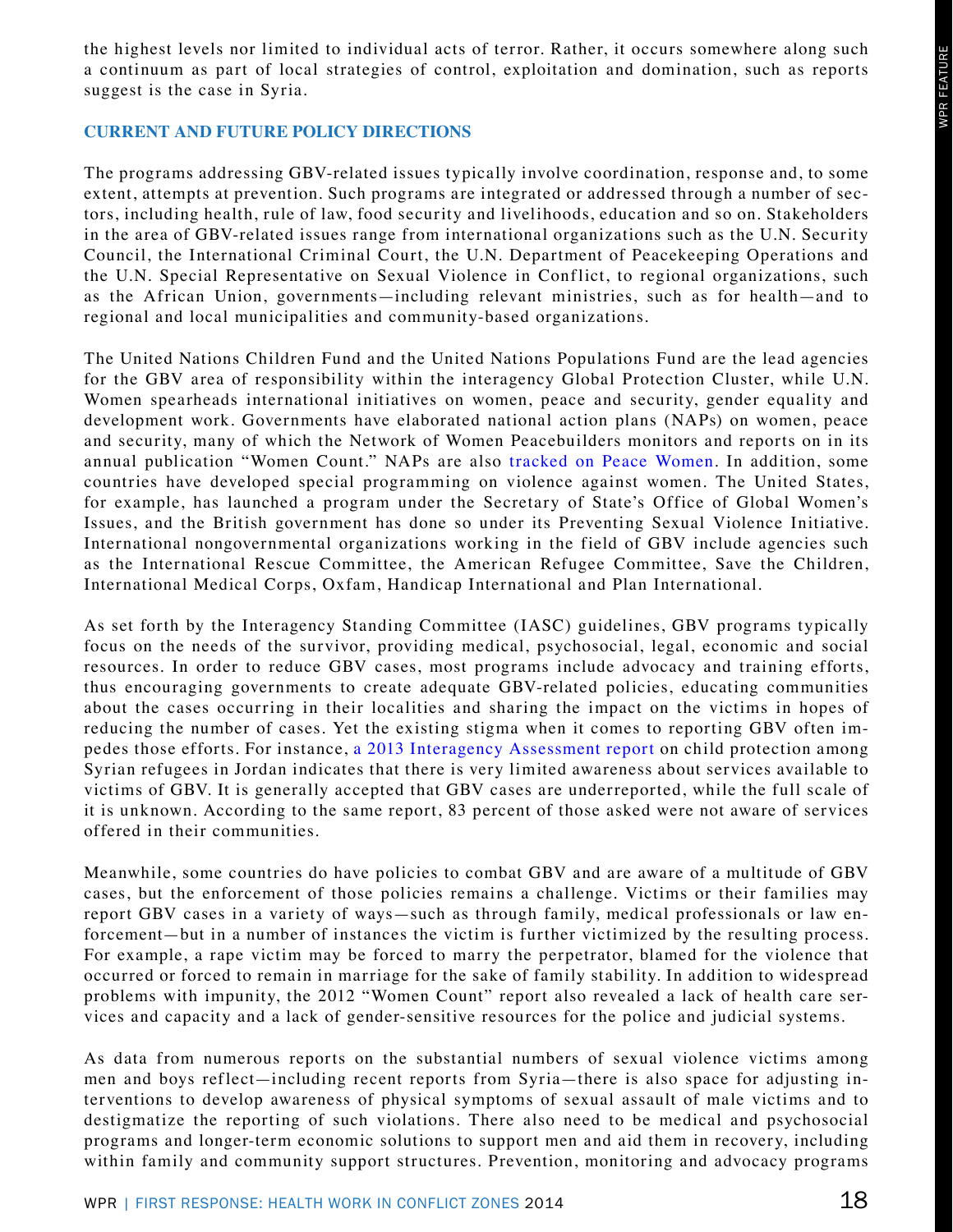the highest levels nor limited to individual acts of terror. Rather, it occurs somewhere along such a continuum as part of local strategies of control, exploitation and domination, such as reports suggest is the case in Syria.

## CURRENT AND FUTURE POLICY DIRECTIONS

The programs addressing GBV-related issues typically involve coordination, response and, to some extent, attempts at prevention. Such programs are integrated or addressed through a number of sectors, including health, rule of law, food security and livelihoods, education and so on. Stakeholders in the area of GBV-related issues range from international organizations such as the U.N. Security Council, the International Criminal Court, the U.N. Department of Peacekeeping Operations and the U.N. Special Representative on Sexual Violence in Conflict, to regional organizations, such as the African Union, governments—including relevant ministries, such as for health—and to regional and local municipalities and community-based organizations.

The United Nations Children Fund and the United Nations Populations Fund are the lead agencies for the GBV area of responsibility within the interagency Global Protection Cluster, while U.N. Women spearheads international initiatives on women, peace and security, gender equality and development work. Governments have elaborated national action plans (NAPs) on women, peace and security, many of which the Network of Women Peacebuilders monitors and reports on in its annual publication "Women Count." NAPs are also tracked on Peace Women. In addition, some countries have developed special programming on violence against women. The United States, for example, has launched a program under the Secretary of State's Office of Global Women's Issues, and the British government has done so under its Preventing Sexual Violence Initiative. International nongovernmental organizations working in the field of GBV include agencies such as the International Rescue Committee, the American Refugee Committee, Save the Children, International Medical Corps, Oxfam, Handicap International and Plan International.

As set forth by the Interagency Standing Committee (IASC) guidelines, GBV programs typically focus on the needs of the survivor, providing medical, psychosocial, legal, economic and social resources. In order to reduce GBV cases, most programs include advocacy and training efforts, thus encouraging governments to create adequate GBV-related policies, educating communities about the cases occurring in their localities and sharing the impact on the victims in hopes of reducing the number of cases. Yet the existing stigma when it comes to reporting GBV often impedes those efforts. For instance, a 2013 Interagency Assessment report on child protection among Syrian refugees in Jordan indicates that there is very limited awareness about services available to victims of GBV. It is generally accepted that GBV cases are underreported, while the full scale of it is unknown. According to the same report, 83 percent of those asked were not aware of services offered in their communities.

Meanwhile, some countries do have policies to combat GBV and are aware of a multitude of GBV cases, but the enforcement of those policies remains a challenge. Victims or their families may report GBV cases in a variety of ways—such as through family, medical professionals or law enforcement—but in a number of instances the victim is further victimized by the resulting process. For example, a rape victim may be forced to marry the perpetrator, blamed for the violence that occurred or forced to remain in marriage for the sake of family stability. In addition to widespread problems with impunity, the 2012 "Women Count" report also revealed a lack of health care services and capacity and a lack of gender-sensitive resources for the police and judicial systems.

As data from numerous reports on the substantial numbers of sexual violence victims among men and boys reflect—including recent reports from Syria—there is also space for adjusting interventions to develop awareness of physical symptoms of sexual assault of male victims and to destigmatize the reporting of such violations. There also need to be medical and psychosocial programs and longer-term economic solutions to support men and aid them in recovery, including within family and community support structures. Prevention, monitoring and advocacy programs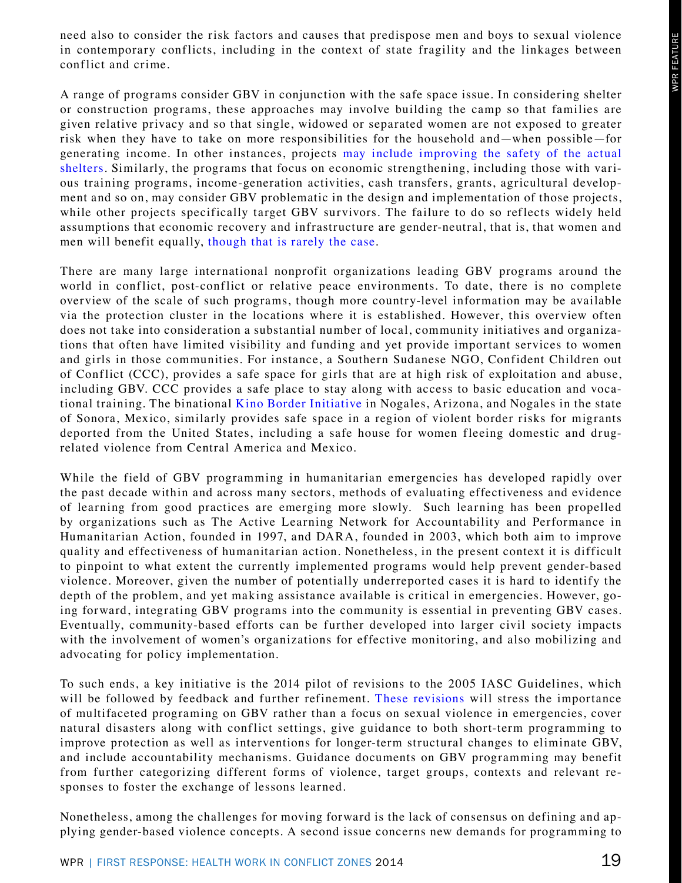need also to consider the risk factors and causes that predispose men and boys to sexual violence in contemporary conflicts, including in the context of state fragility and the linkages between conflict and crime.

A range of programs consider GBV in conjunction with the safe space issue. In considering shelter or construction programs, these approaches may involve building the camp so that families are given relative privacy and so that single, widowed or separated women are not exposed to greater risk when they have to take on more responsibilities for the household and—when possible—for generating income. In other instances, projects may include improving the safety of the actual shelters. Similarly, the programs that focus on economic strengthening, including those with various training programs, income-generation activities, cash transfers, grants, agricultural development and so on, may consider GBV problematic in the design and implementation of those projects, while other projects specifically target GBV survivors. The failure to do so reflects widely held assumptions that economic recovery and infrastructure are gender-neutral, that is, that women and men will benefit equally, though that is rarely the case.

There are many large international nonprofit organizations leading GBV programs around the world in conflict, post-conflict or relative peace environments. To date, there is no complete overview of the scale of such programs, though more country-level information may be available via the protection cluster in the locations where it is established. However, this overview often does not take into consideration a substantial number of local, community initiatives and organizations that often have limited visibility and funding and yet provide important services to women and girls in those communities. For instance, a Southern Sudanese NGO, Confident Children out of Conflict (CCC), provides a safe space for girls that are at high risk of exploitation and abuse, including GBV. CCC provides a safe place to stay along with access to basic education and vocational training. The binational Kino Border Initiative in Nogales, Arizona, and Nogales in the state of Sonora, Mexico, similarly provides safe space in a region of violent border risks for migrants deported from the United States, including a safe house for women fleeing domestic and drug-related violence from Central America and Mexico.

While the field of GBV programming in humanitarian emergencies has developed rapidly over the past decade within and across many sectors, methods of evaluating effectiveness and evidence of learning from good practices are emerging more slowly. Such learning has been propelled by organizations such as The Active Learning Network for Accountability and Performance in Humanitarian Action, founded in 1997, and DARA, founded in 2003, which both aim to improve quality and effectiveness of humanitarian action. Nonetheless, in the present context it is difficult to pinpoint to what extent the currently implemented programs would help prevent gender-based violence. Moreover, given the number of potentially underreported cases it is hard to identify the depth of the problem, and yet making assistance available is critical in emergencies. However, going forward, integrating GBV programs into the community is essential in preventing GBV cases. Eventually, community-based efforts can be further developed into larger civil society impacts with the involvement of women's organizations for effective monitoring, and also mobilizing and advocating for policy implementation.

To such ends, a key initiative is the 2014 pilot of revisions to the 2005 IASC Guidelines, which will be followed by feedback and further refinement. These revisions will stress the importance of multifaceted programing on GBV rather than a focus on sexual violence in emergencies, cover natural disasters along with conflict settings, give guidance to both short-term programming to improve protection as well as interventions for longer-term structural changes to eliminate GBV, and include accountability mechanisms. Guidance documents on GBV programming may benefit from further categorizing different forms of violence, target groups, contexts and relevant responses to foster the exchange of lessons learned.

Nonetheless, among the challenges for moving forward is the lack of consensus on defining and applying gender-based violence concepts. A second issue concerns new demands for programming to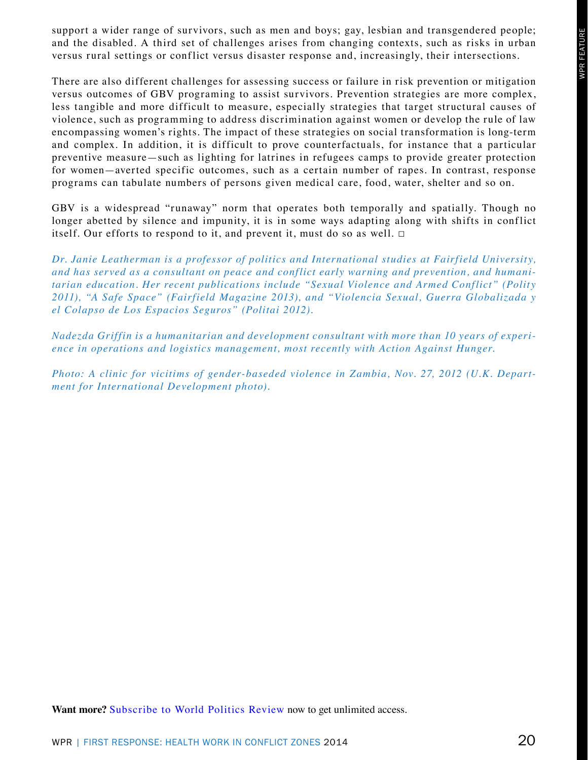support a wider range of survivors, such as men and boys; gay, lesbian and transgendered people; and the disabled. A third set of challenges arises from changing contexts, such as risks in urban versus rural settings or conflict versus disaster response and, increasingly, their intersections.

There are also different challenges for assessing success or failure in risk prevention or mitigation versus outcomes of GBV programing to assist survivors. Prevention strategies are more complex, less tangible and more difficult to measure, especially strategies that target structural causes of violence, such as programming to address discrimination against women or develop the rule of law encompassing women's rights. The impact of these strategies on social transformation is long-term and complex. In addition, it is difficult to prove counterfactuals, for instance that a particular preventive measure—such as lighting for latrines in refugees camps to provide greater protection for women—averted specific outcomes, such as a certain number of rapes. In contrast, response programs can tabulate numbers of persons given medical care, food, water, shelter and so on.

GBV is a widespread "runaway" norm that operates both temporally and spatially. Though no longer abetted by silence and impunity, it is in some ways adapting along with shifts in conflict itself. Our efforts to respond to it, and prevent it, must do so as well. □

*Dr. Janie Leatherman is a professor of politics and International studies at Fairfield University, and has served as a consultant on peace and conflict early warning and prevention, and humanitarian education. Her recent publications include "Sexual Violence and Armed Conflict" (Polity 2011), "A Safe Space" (Fairfield Magazine 2013), and "Violencia Sexual, Guerra Globalizada y el Colapso de Los Espacios Seguros" (Politai 2012).*

*Nadezda Griffin is a humanitarian and development consultant with more than 10 years of experience in operations and logistics management, most recently with Action Against Hunger.*

*Photo: A clinic for vicitims of gender-baseded violence in Zambia, Nov. 27, 2012 (U.K. Department for International Development photo).*

**Want more?** Subscribe to World Politics Review now to get unlimited access.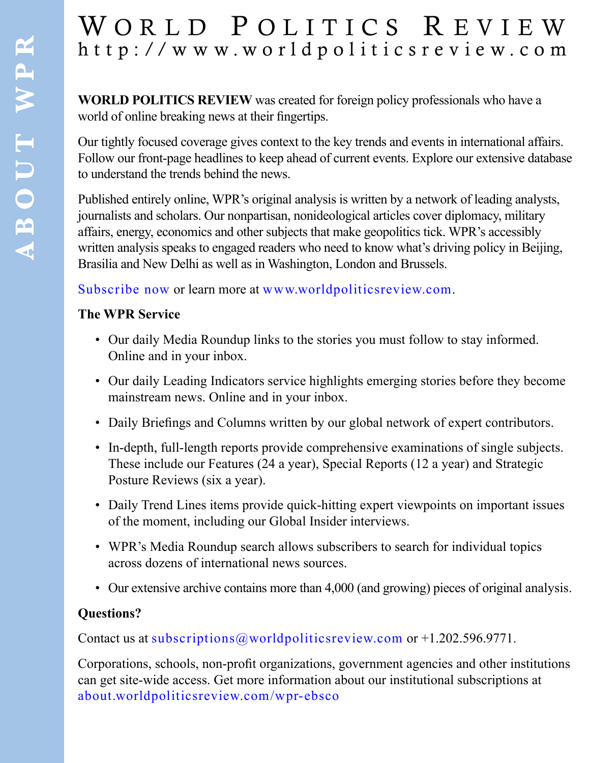# World Politics Review

http://www.worldpoliticsreview.com

**WORLD POLITICS REVIEW** was created for foreign policy professionals who have a world of online breaking news at their fingertips.

Our tightly focused coverage gives context to the key trends and events in international affairs. Follow our front-page headlines to keep ahead of current events. Explore our extensive database to understand the trends behind the news.

Published entirely online, WPR's original analysis is written by a network of leading analysts, journalists and scholars. Our nonpartisan, nonideological articles cover diplomacy, military affairs, energy, economics and other subjects that make geopolitics tick. WPR's accessibly written analysis speaks to engaged readers who need to know what's driving policy in Beijing, Brasilia and New Delhi as well as in Washington, London and Brussels.

Subscribe now or learn more at www.worldpoliticsreview.com.

**The WPR Service**

- Our daily Media Roundup links to the stories you must follow to stay informed. Online and in your inbox.
- Our daily Leading Indicators service highlights emerging stories before they become mainstream news. Online and in your inbox.
- Daily Briefings and Columns written by our global network of expert contributors.
- In-depth, full-length reports provide comprehensive examinations of single subjects. These include our Features (24 a year), Special Reports (12 a year) and Strategic Posture Reviews (six a year).
- Daily Trend Lines items provide quick-hitting expert viewpoints on important issues of the moment, including our Global Insider interviews.
- WPR's Media Roundup search allows subscribers to search for individual topics across dozens of international news sources.
- Our extensive archive contains more than 4,000 (and growing) pieces of original analysis.

**Questions?**

Contact us at subscriptions@worldpoliticsreview.com or +1.202.596.9771.

Corporations, schools, non-profit organizations, government agencies and other institutions can get site-wide access. Get more information about our institutional subscriptions at about.worldpoliticsreview.com/wpr-ebsco